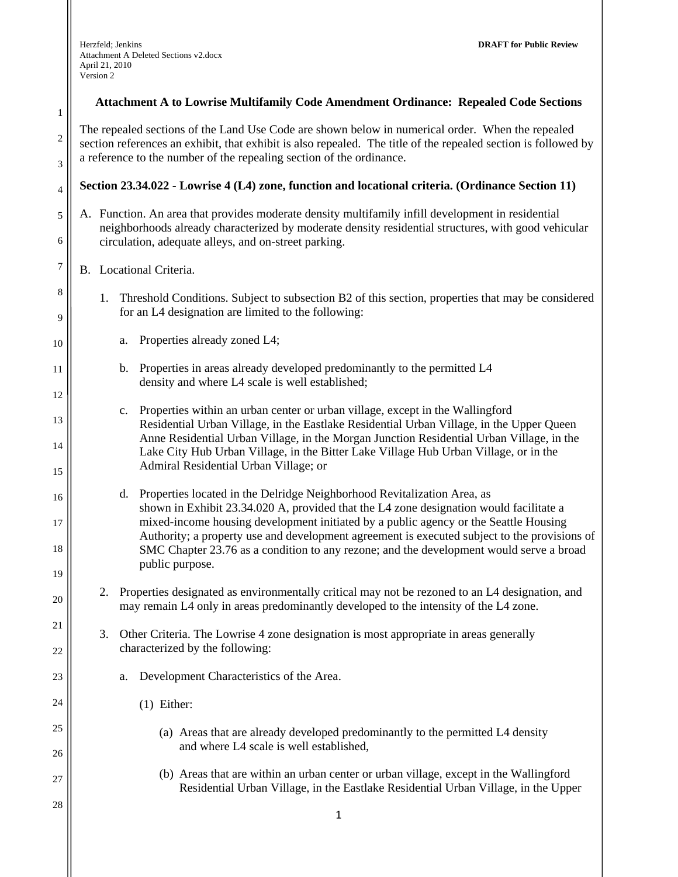**Attachment A to Lowrise Multifamily Code Amendment Ordinance: Repealed Code Sections**

The repealed sections of the Land Use Code are shown below in numerical order. When the repealed section references an exhibit, that exhibit is also repealed. The title of the repealed section is followed by a reference to the number of the repealing section of the ordinance.

**Section 23.34.022 - Lowrise 4 (L4) zone, function and locational criteria. (Ordinance Section 11)**

A. Function. An area that provides moderate density multifamily infill development in residential neighborhoods already characterized by moderate density residential structures, with good vehicular circulation, adequate alleys, and on-street parking.

B. Locational Criteria.

1. Threshold Conditions. Subject to subsection B2 of this section, properties that may be considered for an L4 designation are limited to the following:

    a. Properties already zoned L4;

    b. Properties in areas already developed predominantly to the permitted L4 density and where L4 scale is well established;

    c. Properties within an urban center or urban village, except in the Wallingford Residential Urban Village, in the Eastlake Residential Urban Village, in the Upper Queen Anne Residential Urban Village, in the Morgan Junction Residential Urban Village, in the Lake City Hub Urban Village, in the Bitter Lake Village Hub Urban Village, or in the Admiral Residential Urban Village; or

    d. Properties located in the Delridge Neighborhood Revitalization Area, as shown in Exhibit 23.34.020 A, provided that the L4 zone designation would facilitate a mixed-income housing development initiated by a public agency or the Seattle Housing Authority; a property use and development agreement is executed subject to the provisions of SMC Chapter 23.76 as a condition to any rezone; and the development would serve a broad public purpose.

2. Properties designated as environmentally critical may not be rezoned to an L4 designation, and may remain L4 only in areas predominantly developed to the intensity of the L4 zone.

3. Other Criteria. The Lowrise 4 zone designation is most appropriate in areas generally characterized by the following:

    a. Development Characteristics of the Area.

        (1) Either:

            (a) Areas that are already developed predominantly to the permitted L4 density and where L4 scale is well established,

            (b) Areas that are within an urban center or urban village, except in the Wallingford Residential Urban Village, in the Eastlake Residential Urban Village, in the Upper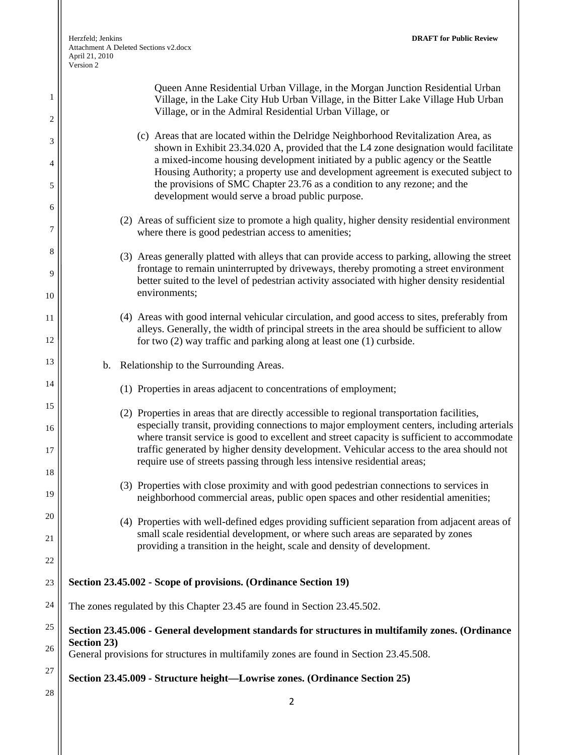Queen Anne Residential Urban Village, in the Morgan Junction Residential Urban Village, in the Lake City Hub Urban Village, in the Bitter Lake Village Hub Urban Village, or in the Admiral Residential Urban Village, or

(c) Areas that are located within the Delridge Neighborhood Revitalization Area, as shown in Exhibit 23.34.020 A, provided that the L4 zone designation would facilitate a mixed-income housing development initiated by a public agency or the Seattle Housing Authority; a property use and development agreement is executed subject to the provisions of SMC Chapter 23.76 as a condition to any rezone; and the development would serve a broad public purpose.

(2) Areas of sufficient size to promote a high quality, higher density residential environment where there is good pedestrian access to amenities;

(3) Areas generally platted with alleys that can provide access to parking, allowing the street frontage to remain uninterrupted by driveways, thereby promoting a street environment better suited to the level of pedestrian activity associated with higher density residential environments;

(4) Areas with good internal vehicular circulation, and good access to sites, preferably from alleys. Generally, the width of principal streets in the area should be sufficient to allow for two (2) way traffic and parking along at least one (1) curbside.

b. Relationship to the Surrounding Areas.

(1) Properties in areas adjacent to concentrations of employment;

(2) Properties in areas that are directly accessible to regional transportation facilities, especially transit, providing connections to major employment centers, including arterials where transit service is good to excellent and street capacity is sufficient to accommodate traffic generated by higher density development. Vehicular access to the area should not require use of streets passing through less intensive residential areas;

(3) Properties with close proximity and with good pedestrian connections to services in neighborhood commercial areas, public open spaces and other residential amenities;

(4) Properties with well-defined edges providing sufficient separation from adjacent areas of small scale residential development, or where such areas are separated by zones providing a transition in the height, scale and density of development.

**Section 23.45.002 - Scope of provisions. (Ordinance Section 19)**

The zones regulated by this Chapter 23.45 are found in Section 23.45.502.

**Section 23.45.006 - General development standards for structures in multifamily zones. (Ordinance Section 23)**

General provisions for structures in multifamily zones are found in Section 23.45.508.

**Section 23.45.009 - Structure height—Lowrise zones. (Ordinance Section 25)**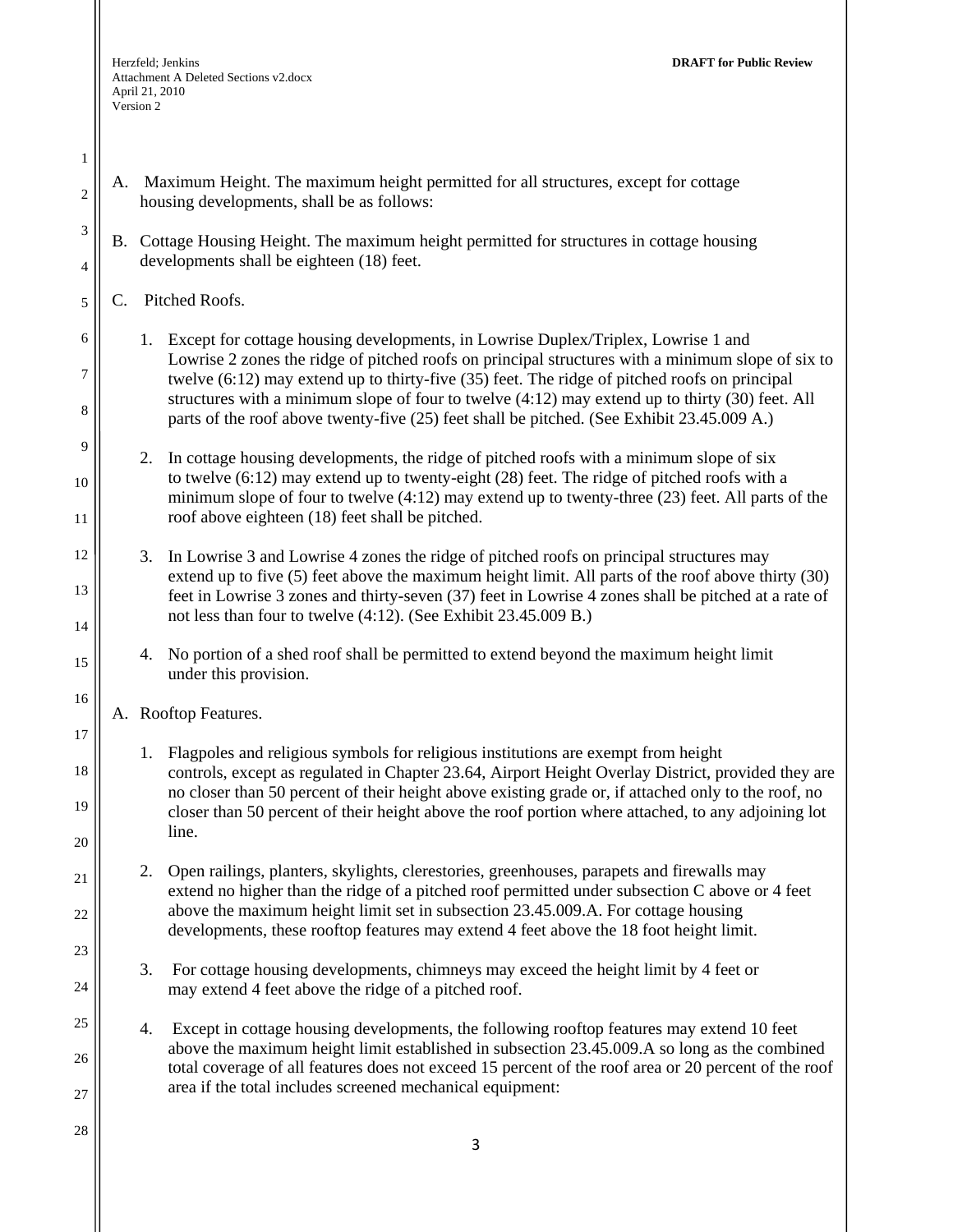A. Maximum Height. The maximum height permitted for all structures, except for cottage housing developments, shall be as follows:

B. Cottage Housing Height. The maximum height permitted for structures in cottage housing developments shall be eighteen (18) feet.

C. Pitched Roofs.

1. Except for cottage housing developments, in Lowrise Duplex/Triplex, Lowrise 1 and Lowrise 2 zones the ridge of pitched roofs on principal structures with a minimum slope of six to twelve (6:12) may extend up to thirty-five (35) feet. The ridge of pitched roofs on principal structures with a minimum slope of four to twelve (4:12) may extend up to thirty (30) feet. All parts of the roof above twenty-five (25) feet shall be pitched. (See Exhibit 23.45.009 A.)

2. In cottage housing developments, the ridge of pitched roofs with a minimum slope of six to twelve (6:12) may extend up to twenty-eight (28) feet. The ridge of pitched roofs with a minimum slope of four to twelve (4:12) may extend up to twenty-three (23) feet. All parts of the roof above eighteen (18) feet shall be pitched.

3. In Lowrise 3 and Lowrise 4 zones the ridge of pitched roofs on principal structures may extend up to five (5) feet above the maximum height limit. All parts of the roof above thirty (30) feet in Lowrise 3 zones and thirty-seven (37) feet in Lowrise 4 zones shall be pitched at a rate of not less than four to twelve (4:12). (See Exhibit 23.45.009 B.)

4. No portion of a shed roof shall be permitted to extend beyond the maximum height limit under this provision.

A. Rooftop Features.

1. Flagpoles and religious symbols for religious institutions are exempt from height controls, except as regulated in Chapter 23.64, Airport Height Overlay District, provided they are no closer than 50 percent of their height above existing grade or, if attached only to the roof, no closer than 50 percent of their height above the roof portion where attached, to any adjoining lot line.

2. Open railings, planters, skylights, clerestories, greenhouses, parapets and firewalls may extend no higher than the ridge of a pitched roof permitted under subsection C above or 4 feet above the maximum height limit set in subsection 23.45.009.A. For cottage housing developments, these rooftop features may extend 4 feet above the 18 foot height limit.

3. For cottage housing developments, chimneys may exceed the height limit by 4 feet or may extend 4 feet above the ridge of a pitched roof.

4. Except in cottage housing developments, the following rooftop features may extend 10 feet above the maximum height limit established in subsection 23.45.009.A so long as the combined total coverage of all features does not exceed 15 percent of the roof area or 20 percent of the roof area if the total includes screened mechanical equipment: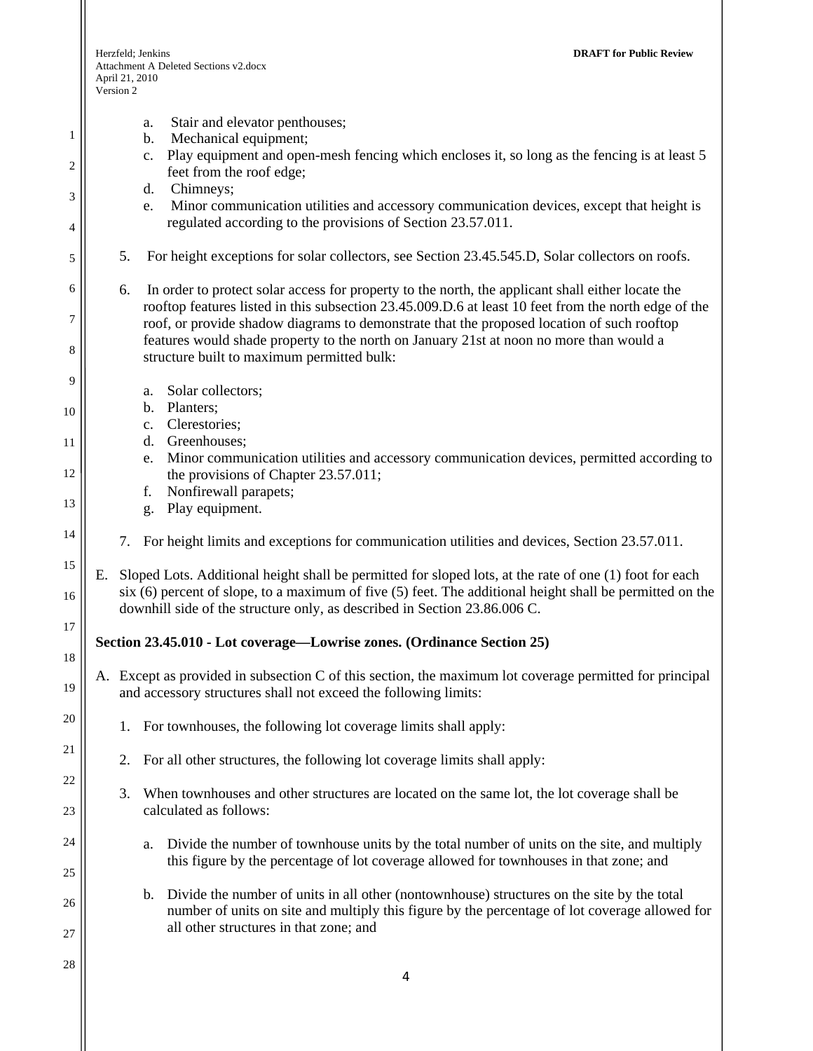a. Stair and elevator penthouses;
b. Mechanical equipment;
c. Play equipment and open-mesh fencing which encloses it, so long as the fencing is at least 5 feet from the roof edge;
d. Chimneys;
e. Minor communication utilities and accessory communication devices, except that height is regulated according to the provisions of Section 23.57.011.

5. For height exceptions for solar collectors, see Section 23.45.545.D, Solar collectors on roofs.

6. In order to protect solar access for property to the north, the applicant shall either locate the rooftop features listed in this subsection 23.45.009.D.6 at least 10 feet from the north edge of the roof, or provide shadow diagrams to demonstrate that the proposed location of such rooftop features would shade property to the north on January 21st at noon no more than would a structure built to maximum permitted bulk:

   a. Solar collectors;
   b. Planters;
   c. Clerestories;
   d. Greenhouses;
   e. Minor communication utilities and accessory communication devices, permitted according to the provisions of Chapter 23.57.011;
   f. Nonfirewall parapets;
   g. Play equipment.

7. For height limits and exceptions for communication utilities and devices, Section 23.57.011.

E. Sloped Lots. Additional height shall be permitted for sloped lots, at the rate of one (1) foot for each six (6) percent of slope, to a maximum of five (5) feet. The additional height shall be permitted on the downhill side of the structure only, as described in Section 23.86.006 C.

**Section 23.45.010 - Lot coverage—Lowrise zones. (Ordinance Section 25)**

A. Except as provided in subsection C of this section, the maximum lot coverage permitted for principal and accessory structures shall not exceed the following limits:

   1. For townhouses, the following lot coverage limits shall apply:

   2. For all other structures, the following lot coverage limits shall apply:

   3. When townhouses and other structures are located on the same lot, the lot coverage shall be calculated as follows:

      a. Divide the number of townhouse units by the total number of units on the site, and multiply this figure by the percentage of lot coverage allowed for townhouses in that zone; and

      b. Divide the number of units in all other (nontownhouse) structures on the site by the total number of units on site and multiply this figure by the percentage of lot coverage allowed for all other structures in that zone; and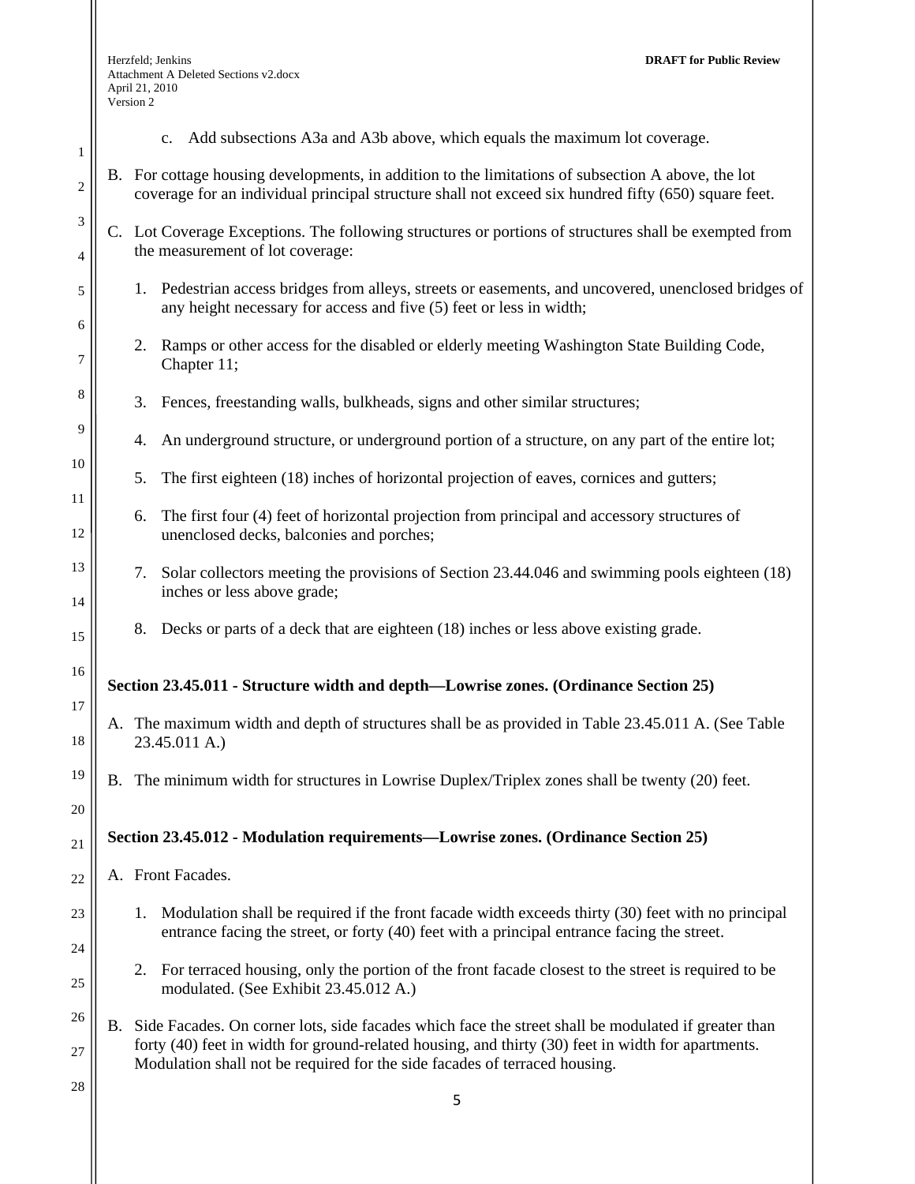c. Add subsections A3a and A3b above, which equals the maximum lot coverage.

B. For cottage housing developments, in addition to the limitations of subsection A above, the lot coverage for an individual principal structure shall not exceed six hundred fifty (650) square feet.

C. Lot Coverage Exceptions. The following structures or portions of structures shall be exempted from the measurement of lot coverage:

1. Pedestrian access bridges from alleys, streets or easements, and uncovered, unenclosed bridges of any height necessary for access and five (5) feet or less in width;

2. Ramps or other access for the disabled or elderly meeting Washington State Building Code, Chapter 11;

3. Fences, freestanding walls, bulkheads, signs and other similar structures;

4. An underground structure, or underground portion of a structure, on any part of the entire lot;

5. The first eighteen (18) inches of horizontal projection of eaves, cornices and gutters;

6. The first four (4) feet of horizontal projection from principal and accessory structures of unenclosed decks, balconies and porches;

7. Solar collectors meeting the provisions of Section 23.44.046 and swimming pools eighteen (18) inches or less above grade;

8. Decks or parts of a deck that are eighteen (18) inches or less above existing grade.

**Section 23.45.011 - Structure width and depth—Lowrise zones. (Ordinance Section 25)**

A. The maximum width and depth of structures shall be as provided in Table 23.45.011 A. (See Table 23.45.011 A.)

B. The minimum width for structures in Lowrise Duplex/Triplex zones shall be twenty (20) feet.

**Section 23.45.012 - Modulation requirements—Lowrise zones. (Ordinance Section 25)**

A. Front Facades.

1. Modulation shall be required if the front facade width exceeds thirty (30) feet with no principal entrance facing the street, or forty (40) feet with a principal entrance facing the street.

2. For terraced housing, only the portion of the front facade closest to the street is required to be modulated. (See Exhibit 23.45.012 A.)

B. Side Facades. On corner lots, side facades which face the street shall be modulated if greater than forty (40) feet in width for ground-related housing, and thirty (30) feet in width for apartments. Modulation shall not be required for the side facades of terraced housing.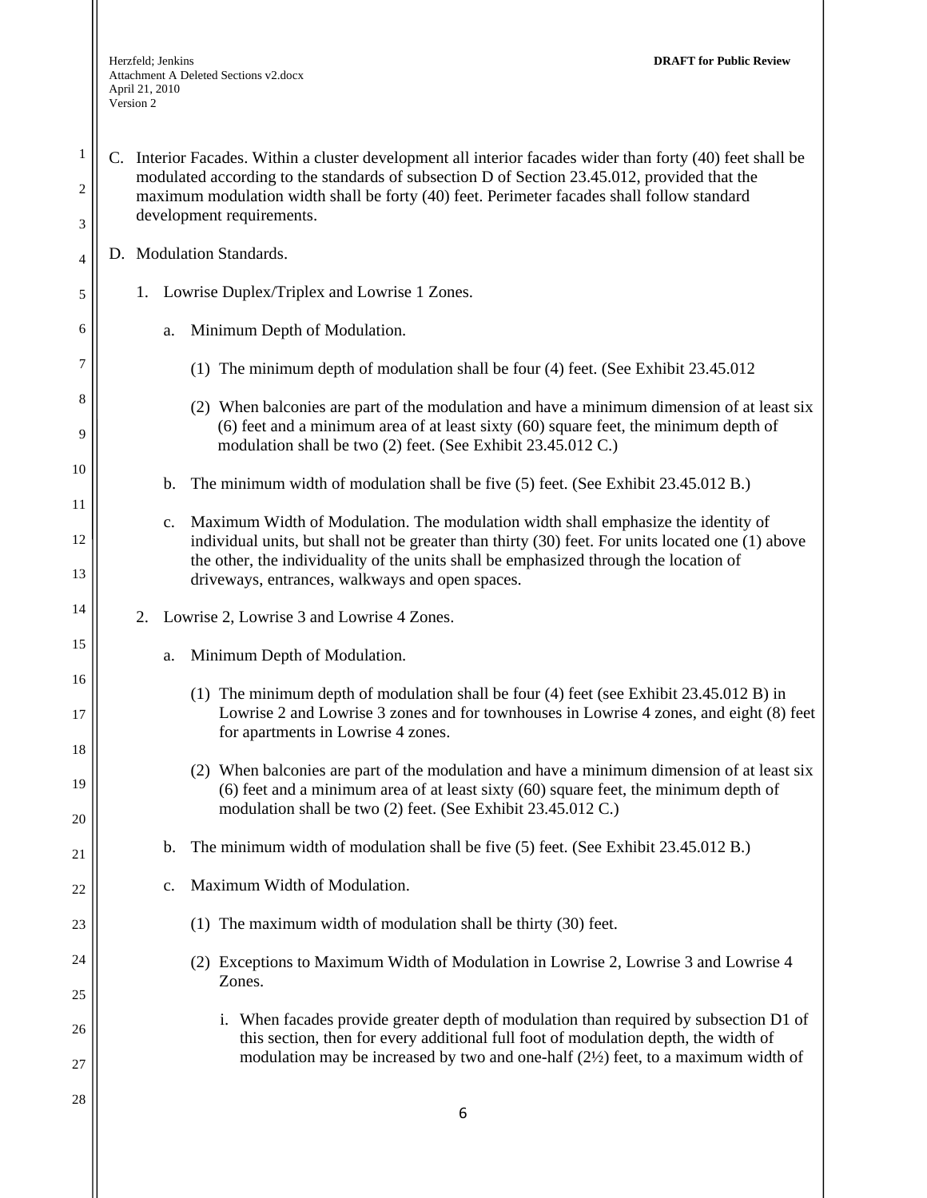C. Interior Facades. Within a cluster development all interior facades wider than forty (40) feet shall be modulated according to the standards of subsection D of Section 23.45.012, provided that the maximum modulation width shall be forty (40) feet. Perimeter facades shall follow standard development requirements.

D. Modulation Standards.

1. Lowrise Duplex/Triplex and Lowrise 1 Zones.

   a. Minimum Depth of Modulation.

      (1) The minimum depth of modulation shall be four (4) feet. (See Exhibit 23.45.012

      (2) When balconies are part of the modulation and have a minimum dimension of at least six (6) feet and a minimum area of at least sixty (60) square feet, the minimum depth of modulation shall be two (2) feet. (See Exhibit 23.45.012 C.)

   b. The minimum width of modulation shall be five (5) feet. (See Exhibit 23.45.012 B.)

   c. Maximum Width of Modulation. The modulation width shall emphasize the identity of individual units, but shall not be greater than thirty (30) feet. For units located one (1) above the other, the individuality of the units shall be emphasized through the location of driveways, entrances, walkways and open spaces.

2. Lowrise 2, Lowrise 3 and Lowrise 4 Zones.

   a. Minimum Depth of Modulation.

      (1) The minimum depth of modulation shall be four (4) feet (see Exhibit 23.45.012 B) in Lowrise 2 and Lowrise 3 zones and for townhouses in Lowrise 4 zones, and eight (8) feet for apartments in Lowrise 4 zones.

      (2) When balconies are part of the modulation and have a minimum dimension of at least six (6) feet and a minimum area of at least sixty (60) square feet, the minimum depth of modulation shall be two (2) feet. (See Exhibit 23.45.012 C.)

   b. The minimum width of modulation shall be five (5) feet. (See Exhibit 23.45.012 B.)

   c. Maximum Width of Modulation.

      (1) The maximum width of modulation shall be thirty (30) feet.

      (2) Exceptions to Maximum Width of Modulation in Lowrise 2, Lowrise 3 and Lowrise 4 Zones.

         i. When facades provide greater depth of modulation than required by subsection D1 of this section, then for every additional full foot of modulation depth, the width of modulation may be increased by two and one-half (2½) feet, to a maximum width of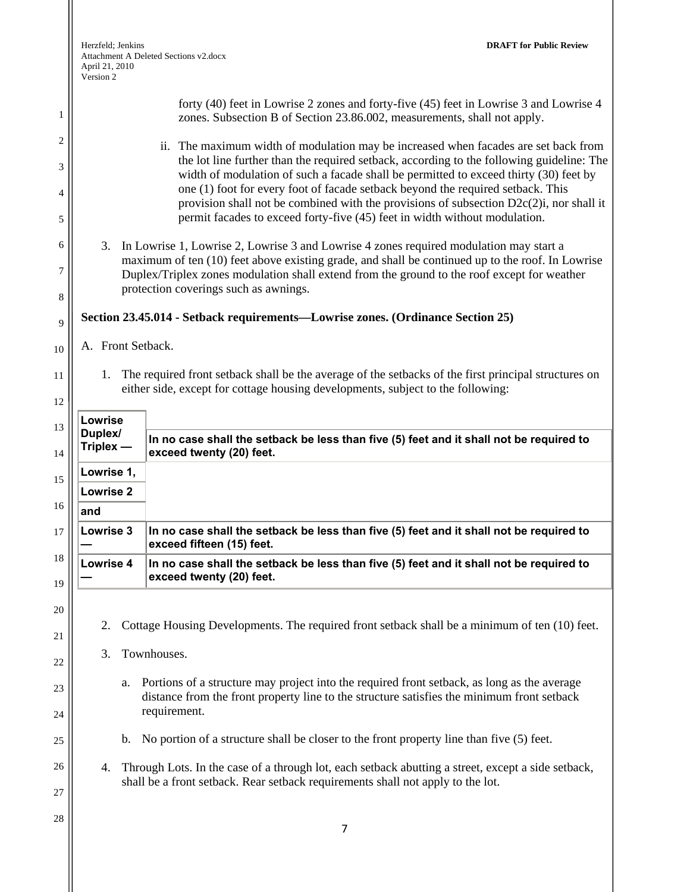forty (40) feet in Lowrise 2 zones and forty-five (45) feet in Lowrise 3 and Lowrise 4 zones. Subsection B of Section 23.86.002, measurements, shall not apply.

ii. The maximum width of modulation may be increased when facades are set back from the lot line further than the required setback, according to the following guideline: The width of modulation of such a facade shall be permitted to exceed thirty (30) feet by one (1) foot for every foot of facade setback beyond the required setback. This provision shall not be combined with the provisions of subsection D2c(2)i, nor shall it permit facades to exceed forty-five (45) feet in width without modulation.

3. In Lowrise 1, Lowrise 2, Lowrise 3 and Lowrise 4 zones required modulation may start a maximum of ten (10) feet above existing grade, and shall be continued up to the roof. In Lowrise Duplex/Triplex zones modulation shall extend from the ground to the roof except for weather protection coverings such as awnings.

**Section 23.45.014 - Setback requirements—Lowrise zones. (Ordinance Section 25)**

A. Front Setback.

1. The required front setback shall be the average of the setbacks of the first principal structures on either side, except for cottage housing developments, subject to the following:

| | |
|---|---|
| **Lowrise Duplex/ Triplex —** | **In no case shall the setback be less than five (5) feet and it shall not be required to exceed twenty (20) feet.** |
| **Lowrise 1, Lowrise 2 and** | |
| **Lowrise 3 —** | **In no case shall the setback be less than five (5) feet and it shall not be required to exceed fifteen (15) feet.** |
| **Lowrise 4 —** | **In no case shall the setback be less than five (5) feet and it shall not be required to exceed twenty (20) feet.** |

2. Cottage Housing Developments. The required front setback shall be a minimum of ten (10) feet.

3. Townhouses.

a. Portions of a structure may project into the required front setback, as long as the average distance from the front property line to the structure satisfies the minimum front setback requirement.

b. No portion of a structure shall be closer to the front property line than five (5) feet.

4. Through Lots. In the case of a through lot, each setback abutting a street, except a side setback, shall be a front setback. Rear setback requirements shall not apply to the lot.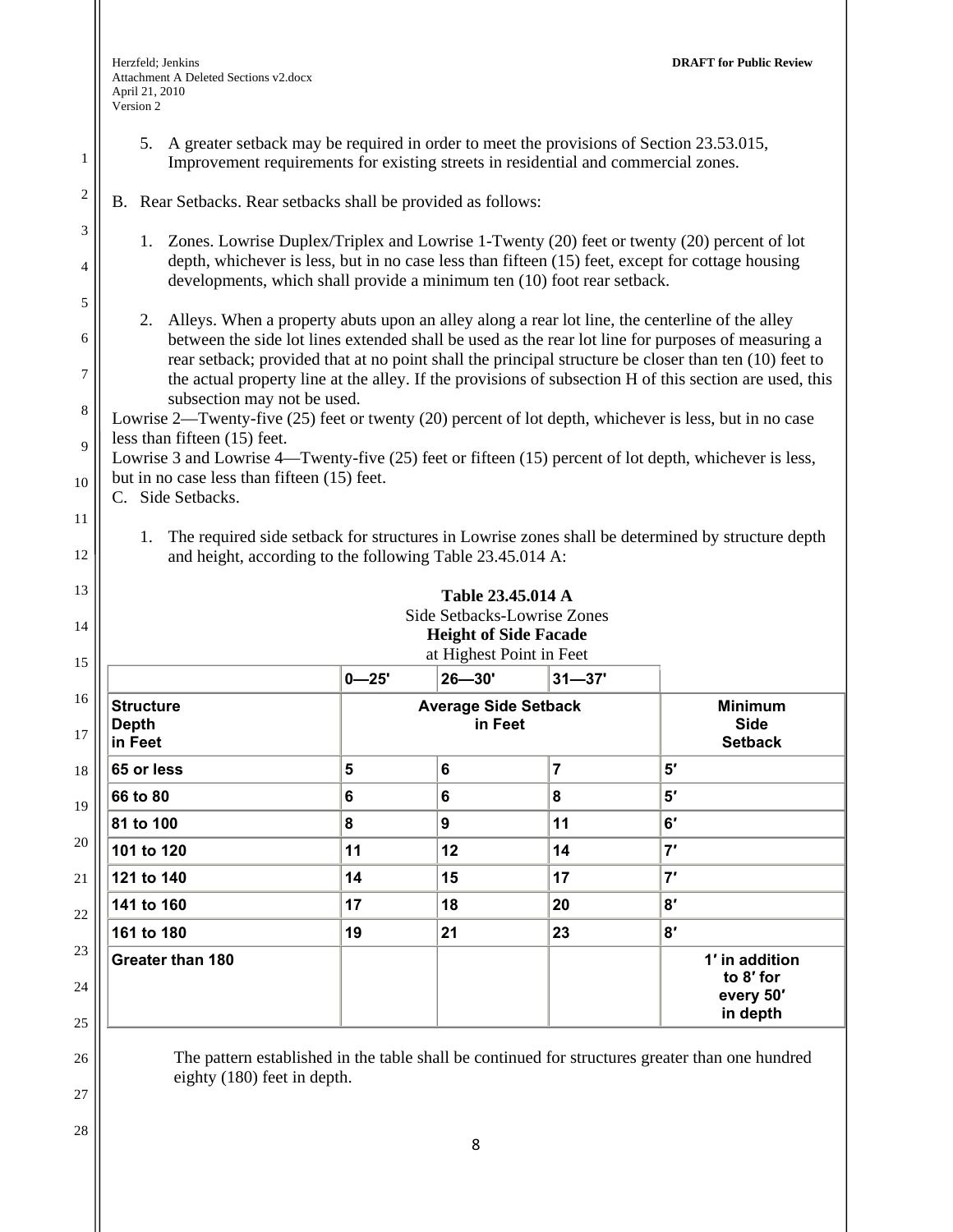5. A greater setback may be required in order to meet the provisions of Section 23.53.015, Improvement requirements for existing streets in residential and commercial zones.

B. Rear Setbacks. Rear setbacks shall be provided as follows:

1. Zones. Lowrise Duplex/Triplex and Lowrise 1-Twenty (20) feet or twenty (20) percent of lot depth, whichever is less, but in no case less than fifteen (15) feet, except for cottage housing developments, which shall provide a minimum ten (10) foot rear setback.

2. Alleys. When a property abuts upon an alley along a rear lot line, the centerline of the alley between the side lot lines extended shall be used as the rear lot line for purposes of measuring a rear setback; provided that at no point shall the principal structure be closer than ten (10) feet to the actual property line at the alley. If the provisions of subsection H of this section are used, this subsection may not be used.

Lowrise 2—Twenty-five (25) feet or twenty (20) percent of lot depth, whichever is less, but in no case less than fifteen (15) feet.

Lowrise 3 and Lowrise 4—Twenty-five (25) feet or fifteen (15) percent of lot depth, whichever is less, but in no case less than fifteen (15) feet.

C. Side Setbacks.

1. The required side setback for structures in Lowrise zones shall be determined by structure depth and height, according to the following Table 23.45.014 A:

**Table 23.45.014 A**
Side Setbacks-Lowrise Zones
**Height of Side Facade**
at Highest Point in Feet

| | **0—25'** | **26—30'** | **31—37'** | |
|---|---|---|---|---|
| **Structure Depth in Feet** | **Average Side Setback in Feet** | | | **Minimum Side Setback** |
| **65 or less** | **5** | **6** | **7** | **5′** |
| **66 to 80** | **6** | **6** | **8** | **5′** |
| **81 to 100** | **8** | **9** | **11** | **6′** |
| **101 to 120** | **11** | **12** | **14** | **7′** |
| **121 to 140** | **14** | **15** | **17** | **7′** |
| **141 to 160** | **17** | **18** | **20** | **8′** |
| **161 to 180** | **19** | **21** | **23** | **8′** |
| **Greater than 180** | | | | **1′ in addition to 8′ for every 50′ in depth** |

The pattern established in the table shall be continued for structures greater than one hundred eighty (180) feet in depth.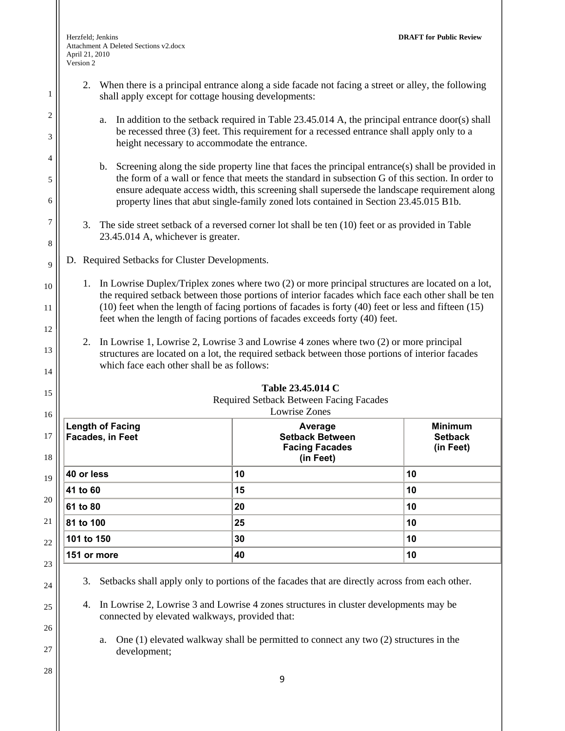2. When there is a principal entrance along a side facade not facing a street or alley, the following shall apply except for cottage housing developments:

   a. In addition to the setback required in Table 23.45.014 A, the principal entrance door(s) shall be recessed three (3) feet. This requirement for a recessed entrance shall apply only to a height necessary to accommodate the entrance.

   b. Screening along the side property line that faces the principal entrance(s) shall be provided in the form of a wall or fence that meets the standard in subsection G of this section. In order to ensure adequate access width, this screening shall supersede the landscape requirement along property lines that abut single-family zoned lots contained in Section 23.45.015 B1b.

3. The side street setback of a reversed corner lot shall be ten (10) feet or as provided in Table 23.45.014 A, whichever is greater.

D. Required Setbacks for Cluster Developments.

1. In Lowrise Duplex/Triplex zones where two (2) or more principal structures are located on a lot, the required setback between those portions of interior facades which face each other shall be ten (10) feet when the length of facing portions of facades is forty (40) feet or less and fifteen (15) feet when the length of facing portions of facades exceeds forty (40) feet.

2. In Lowrise 1, Lowrise 2, Lowrise 3 and Lowrise 4 zones where two (2) or more principal structures are located on a lot, the required setback between those portions of interior facades which face each other shall be as follows:

**Table 23.45.014 C**
Required Setback Between Facing Facades
Lowrise Zones

| Length of Facing Facades, in Feet | Average Setback Between Facing Facades (in Feet) | Minimum Setback (in Feet) |
|---|---|---|
| 40 or less | 10 | 10 |
| 41 to 60 | 15 | 10 |
| 61 to 80 | 20 | 10 |
| 81 to 100 | 25 | 10 |
| 101 to 150 | 30 | 10 |
| 151 or more | 40 | 10 |

3. Setbacks shall apply only to portions of the facades that are directly across from each other.

4. In Lowrise 2, Lowrise 3 and Lowrise 4 zones structures in cluster developments may be connected by elevated walkways, provided that:

   a. One (1) elevated walkway shall be permitted to connect any two (2) structures in the development;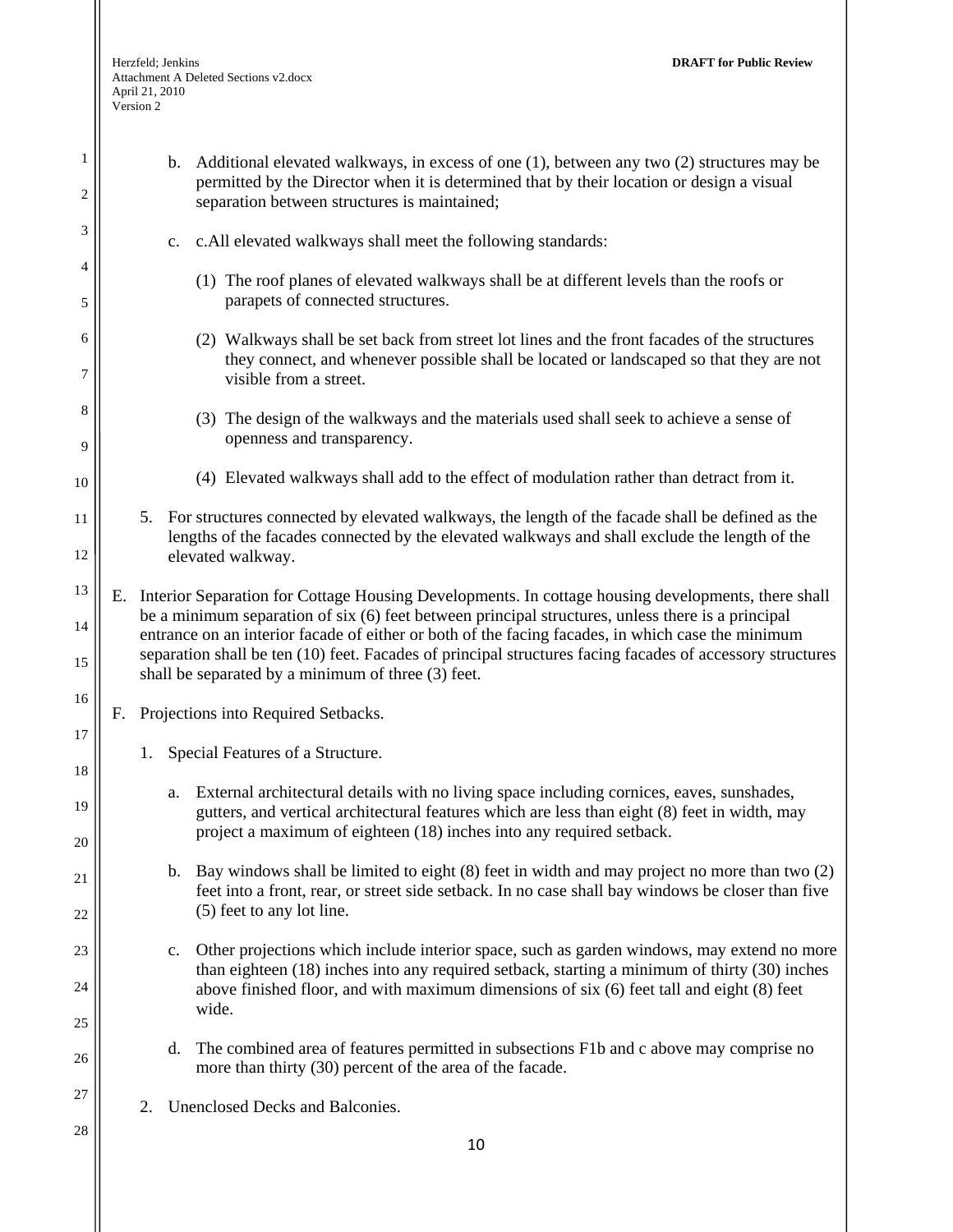b. Additional elevated walkways, in excess of one (1), between any two (2) structures may be permitted by the Director when it is determined that by their location or design a visual separation between structures is maintained;

c. c.All elevated walkways shall meet the following standards:

(1) The roof planes of elevated walkways shall be at different levels than the roofs or parapets of connected structures.

(2) Walkways shall be set back from street lot lines and the front facades of the structures they connect, and whenever possible shall be located or landscaped so that they are not visible from a street.

(3) The design of the walkways and the materials used shall seek to achieve a sense of openness and transparency.

(4) Elevated walkways shall add to the effect of modulation rather than detract from it.

5. For structures connected by elevated walkways, the length of the facade shall be defined as the lengths of the facades connected by the elevated walkways and shall exclude the length of the elevated walkway.

E. Interior Separation for Cottage Housing Developments. In cottage housing developments, there shall be a minimum separation of six (6) feet between principal structures, unless there is a principal entrance on an interior facade of either or both of the facing facades, in which case the minimum separation shall be ten (10) feet. Facades of principal structures facing facades of accessory structures shall be separated by a minimum of three (3) feet.

F. Projections into Required Setbacks.

1. Special Features of a Structure.

a. External architectural details with no living space including cornices, eaves, sunshades, gutters, and vertical architectural features which are less than eight (8) feet in width, may project a maximum of eighteen (18) inches into any required setback.

b. Bay windows shall be limited to eight (8) feet in width and may project no more than two (2) feet into a front, rear, or street side setback. In no case shall bay windows be closer than five (5) feet to any lot line.

c. Other projections which include interior space, such as garden windows, may extend no more than eighteen (18) inches into any required setback, starting a minimum of thirty (30) inches above finished floor, and with maximum dimensions of six (6) feet tall and eight (8) feet wide.

d. The combined area of features permitted in subsections F1b and c above may comprise no more than thirty (30) percent of the area of the facade.

2. Unenclosed Decks and Balconies.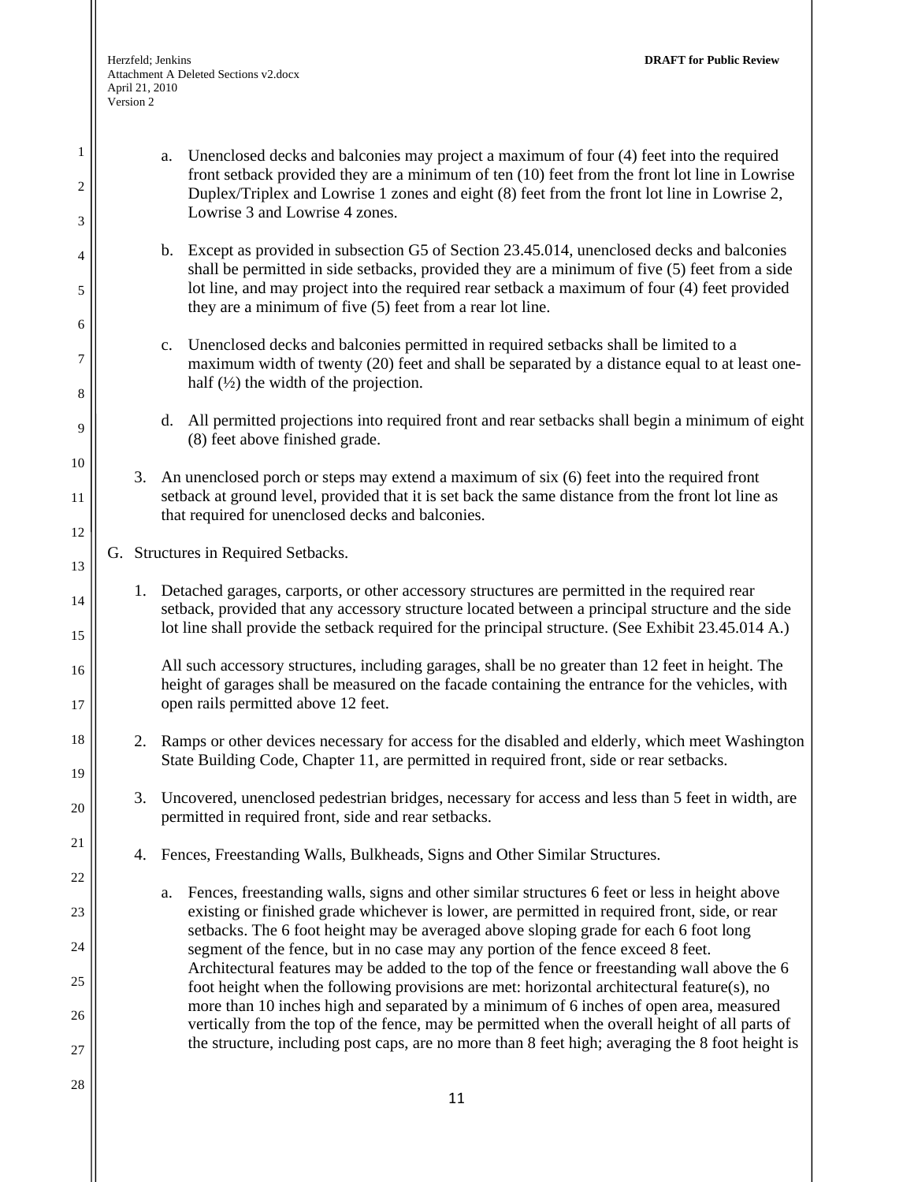a. Unenclosed decks and balconies may project a maximum of four (4) feet into the required front setback provided they are a minimum of ten (10) feet from the front lot line in Lowrise Duplex/Triplex and Lowrise 1 zones and eight (8) feet from the front lot line in Lowrise 2, Lowrise 3 and Lowrise 4 zones.

b. Except as provided in subsection G5 of Section 23.45.014, unenclosed decks and balconies shall be permitted in side setbacks, provided they are a minimum of five (5) feet from a side lot line, and may project into the required rear setback a maximum of four (4) feet provided they are a minimum of five (5) feet from a rear lot line.

c. Unenclosed decks and balconies permitted in required setbacks shall be limited to a maximum width of twenty (20) feet and shall be separated by a distance equal to at least one-half (½) the width of the projection.

d. All permitted projections into required front and rear setbacks shall begin a minimum of eight (8) feet above finished grade.

3. An unenclosed porch or steps may extend a maximum of six (6) feet into the required front setback at ground level, provided that it is set back the same distance from the front lot line as that required for unenclosed decks and balconies.

G. Structures in Required Setbacks.

1. Detached garages, carports, or other accessory structures are permitted in the required rear setback, provided that any accessory structure located between a principal structure and the side lot line shall provide the setback required for the principal structure. (See Exhibit 23.45.014 A.)

   All such accessory structures, including garages, shall be no greater than 12 feet in height. The height of garages shall be measured on the facade containing the entrance for the vehicles, with open rails permitted above 12 feet.

2. Ramps or other devices necessary for access for the disabled and elderly, which meet Washington State Building Code, Chapter 11, are permitted in required front, side or rear setbacks.

3. Uncovered, unenclosed pedestrian bridges, necessary for access and less than 5 feet in width, are permitted in required front, side and rear setbacks.

4. Fences, Freestanding Walls, Bulkheads, Signs and Other Similar Structures.

   a. Fences, freestanding walls, signs and other similar structures 6 feet or less in height above existing or finished grade whichever is lower, are permitted in required front, side, or rear setbacks. The 6 foot height may be averaged above sloping grade for each 6 foot long segment of the fence, but in no case may any portion of the fence exceed 8 feet. Architectural features may be added to the top of the fence or freestanding wall above the 6 foot height when the following provisions are met: horizontal architectural feature(s), no more than 10 inches high and separated by a minimum of 6 inches of open area, measured vertically from the top of the fence, may be permitted when the overall height of all parts of the structure, including post caps, are no more than 8 feet high; averaging the 8 foot height is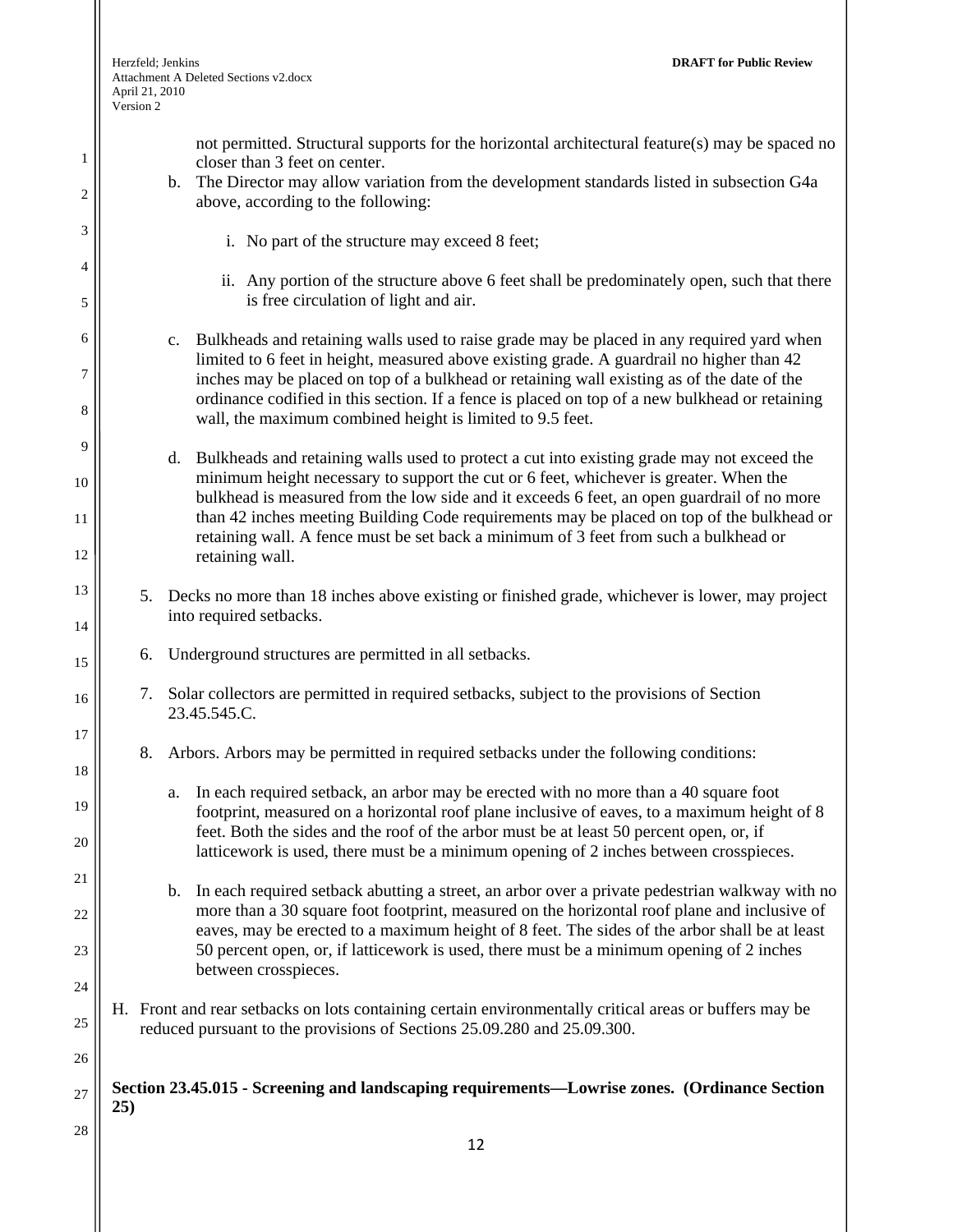not permitted. Structural supports for the horizontal architectural feature(s) may be spaced no closer than 3 feet on center.

b. The Director may allow variation from the development standards listed in subsection G4a above, according to the following:

   i. No part of the structure may exceed 8 feet;

   ii. Any portion of the structure above 6 feet shall be predominately open, such that there is free circulation of light and air.

c. Bulkheads and retaining walls used to raise grade may be placed in any required yard when limited to 6 feet in height, measured above existing grade. A guardrail no higher than 42 inches may be placed on top of a bulkhead or retaining wall existing as of the date of the ordinance codified in this section. If a fence is placed on top of a new bulkhead or retaining wall, the maximum combined height is limited to 9.5 feet.

d. Bulkheads and retaining walls used to protect a cut into existing grade may not exceed the minimum height necessary to support the cut or 6 feet, whichever is greater. When the bulkhead is measured from the low side and it exceeds 6 feet, an open guardrail of no more than 42 inches meeting Building Code requirements may be placed on top of the bulkhead or retaining wall. A fence must be set back a minimum of 3 feet from such a bulkhead or retaining wall.

5. Decks no more than 18 inches above existing or finished grade, whichever is lower, may project into required setbacks.

6. Underground structures are permitted in all setbacks.

7. Solar collectors are permitted in required setbacks, subject to the provisions of Section 23.45.545.C.

8. Arbors. Arbors may be permitted in required setbacks under the following conditions:

   a. In each required setback, an arbor may be erected with no more than a 40 square foot footprint, measured on a horizontal roof plane inclusive of eaves, to a maximum height of 8 feet. Both the sides and the roof of the arbor must be at least 50 percent open, or, if latticework is used, there must be a minimum opening of 2 inches between crosspieces.

   b. In each required setback abutting a street, an arbor over a private pedestrian walkway with no more than a 30 square foot footprint, measured on the horizontal roof plane and inclusive of eaves, may be erected to a maximum height of 8 feet. The sides of the arbor shall be at least 50 percent open, or, if latticework is used, there must be a minimum opening of 2 inches between crosspieces.

H. Front and rear setbacks on lots containing certain environmentally critical areas or buffers may be reduced pursuant to the provisions of Sections 25.09.280 and 25.09.300.

**Section 23.45.015 - Screening and landscaping requirements—Lowrise zones. (Ordinance Section 25)**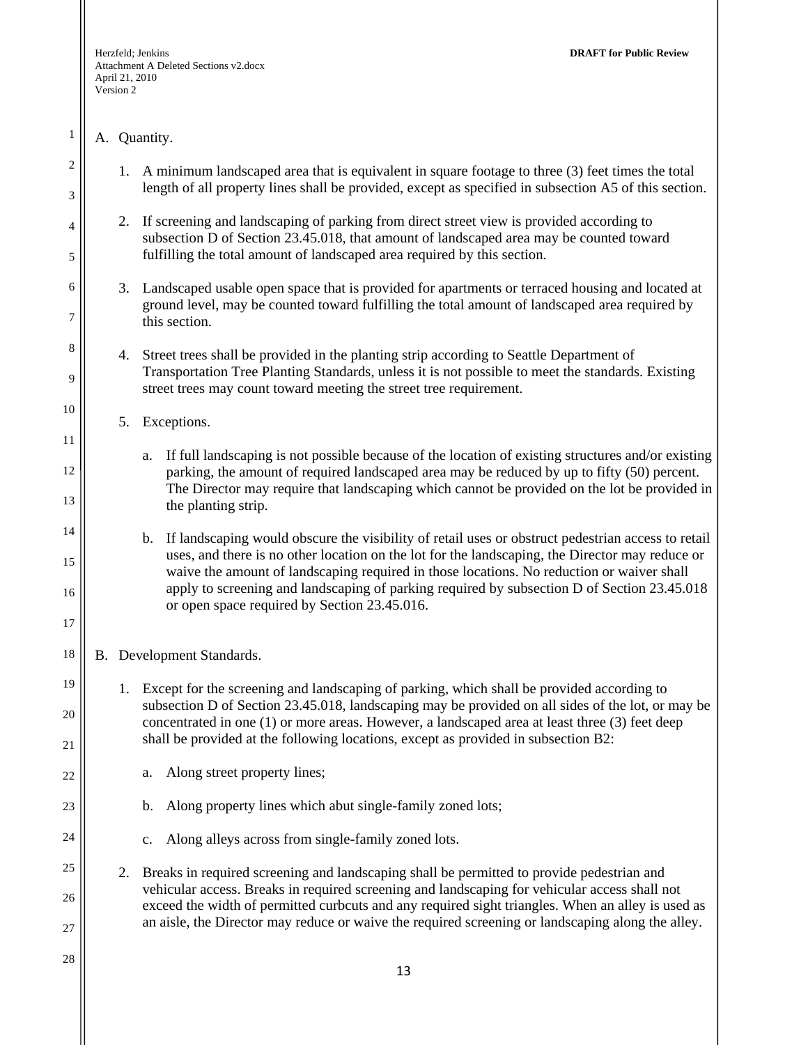A. Quantity.

1. A minimum landscaped area that is equivalent in square footage to three (3) feet times the total length of all property lines shall be provided, except as specified in subsection A5 of this section.

2. If screening and landscaping of parking from direct street view is provided according to subsection D of Section 23.45.018, that amount of landscaped area may be counted toward fulfilling the total amount of landscaped area required by this section.

3. Landscaped usable open space that is provided for apartments or terraced housing and located at ground level, may be counted toward fulfilling the total amount of landscaped area required by this section.

4. Street trees shall be provided in the planting strip according to Seattle Department of Transportation Tree Planting Standards, unless it is not possible to meet the standards. Existing street trees may count toward meeting the street tree requirement.

5. Exceptions.

   a. If full landscaping is not possible because of the location of existing structures and/or existing parking, the amount of required landscaped area may be reduced by up to fifty (50) percent. The Director may require that landscaping which cannot be provided on the lot be provided in the planting strip.

   b. If landscaping would obscure the visibility of retail uses or obstruct pedestrian access to retail uses, and there is no other location on the lot for the landscaping, the Director may reduce or waive the amount of landscaping required in those locations. No reduction or waiver shall apply to screening and landscaping of parking required by subsection D of Section 23.45.018 or open space required by Section 23.45.016.

B. Development Standards.

1. Except for the screening and landscaping of parking, which shall be provided according to subsection D of Section 23.45.018, landscaping may be provided on all sides of the lot, or may be concentrated in one (1) or more areas. However, a landscaped area at least three (3) feet deep shall be provided at the following locations, except as provided in subsection B2:

   a. Along street property lines;

   b. Along property lines which abut single-family zoned lots;

   c. Along alleys across from single-family zoned lots.

2. Breaks in required screening and landscaping shall be permitted to provide pedestrian and vehicular access. Breaks in required screening and landscaping for vehicular access shall not exceed the width of permitted curbcuts and any required sight triangles. When an alley is used as an aisle, the Director may reduce or waive the required screening or landscaping along the alley.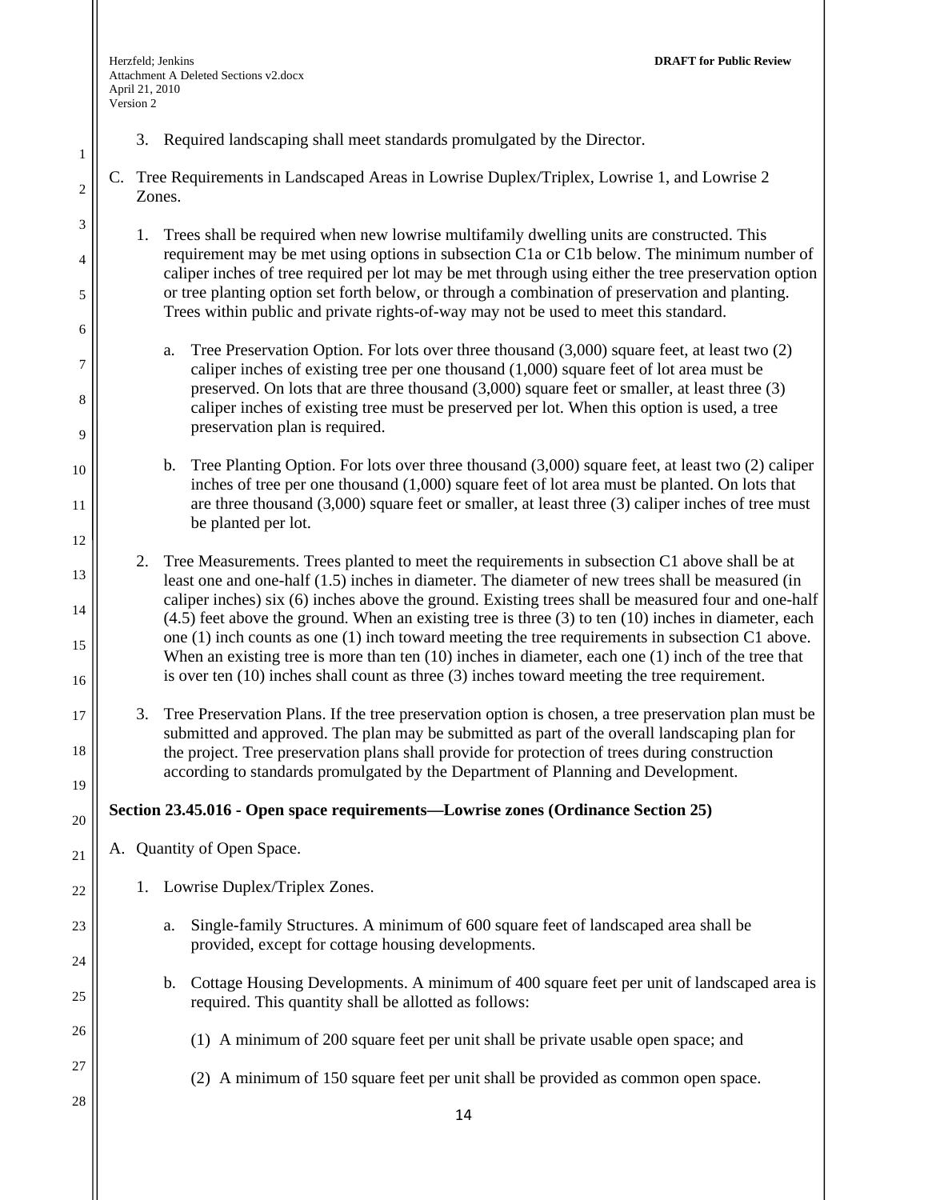3. Required landscaping shall meet standards promulgated by the Director.

C. Tree Requirements in Landscaped Areas in Lowrise Duplex/Triplex, Lowrise 1, and Lowrise 2 Zones.

1. Trees shall be required when new lowrise multifamily dwelling units are constructed. This requirement may be met using options in subsection C1a or C1b below. The minimum number of caliper inches of tree required per lot may be met through using either the tree preservation option or tree planting option set forth below, or through a combination of preservation and planting. Trees within public and private rights-of-way may not be used to meet this standard.

   a. Tree Preservation Option. For lots over three thousand (3,000) square feet, at least two (2) caliper inches of existing tree per one thousand (1,000) square feet of lot area must be preserved. On lots that are three thousand (3,000) square feet or smaller, at least three (3) caliper inches of existing tree must be preserved per lot. When this option is used, a tree preservation plan is required.

   b. Tree Planting Option. For lots over three thousand (3,000) square feet, at least two (2) caliper inches of tree per one thousand (1,000) square feet of lot area must be planted. On lots that are three thousand (3,000) square feet or smaller, at least three (3) caliper inches of tree must be planted per lot.

2. Tree Measurements. Trees planted to meet the requirements in subsection C1 above shall be at least one and one-half (1.5) inches in diameter. The diameter of new trees shall be measured (in caliper inches) six (6) inches above the ground. Existing trees shall be measured four and one-half (4.5) feet above the ground. When an existing tree is three (3) to ten (10) inches in diameter, each one (1) inch counts as one (1) inch toward meeting the tree requirements in subsection C1 above. When an existing tree is more than ten (10) inches in diameter, each one (1) inch of the tree that is over ten (10) inches shall count as three (3) inches toward meeting the tree requirement.

3. Tree Preservation Plans. If the tree preservation option is chosen, a tree preservation plan must be submitted and approved. The plan may be submitted as part of the overall landscaping plan for the project. Tree preservation plans shall provide for protection of trees during construction according to standards promulgated by the Department of Planning and Development.

**Section 23.45.016 - Open space requirements—Lowrise zones (Ordinance Section 25)**

A. Quantity of Open Space.

1. Lowrise Duplex/Triplex Zones.

   a. Single-family Structures. A minimum of 600 square feet of landscaped area shall be provided, except for cottage housing developments.

   b. Cottage Housing Developments. A minimum of 400 square feet per unit of landscaped area is required. This quantity shall be allotted as follows:

      (1) A minimum of 200 square feet per unit shall be private usable open space; and

      (2) A minimum of 150 square feet per unit shall be provided as common open space.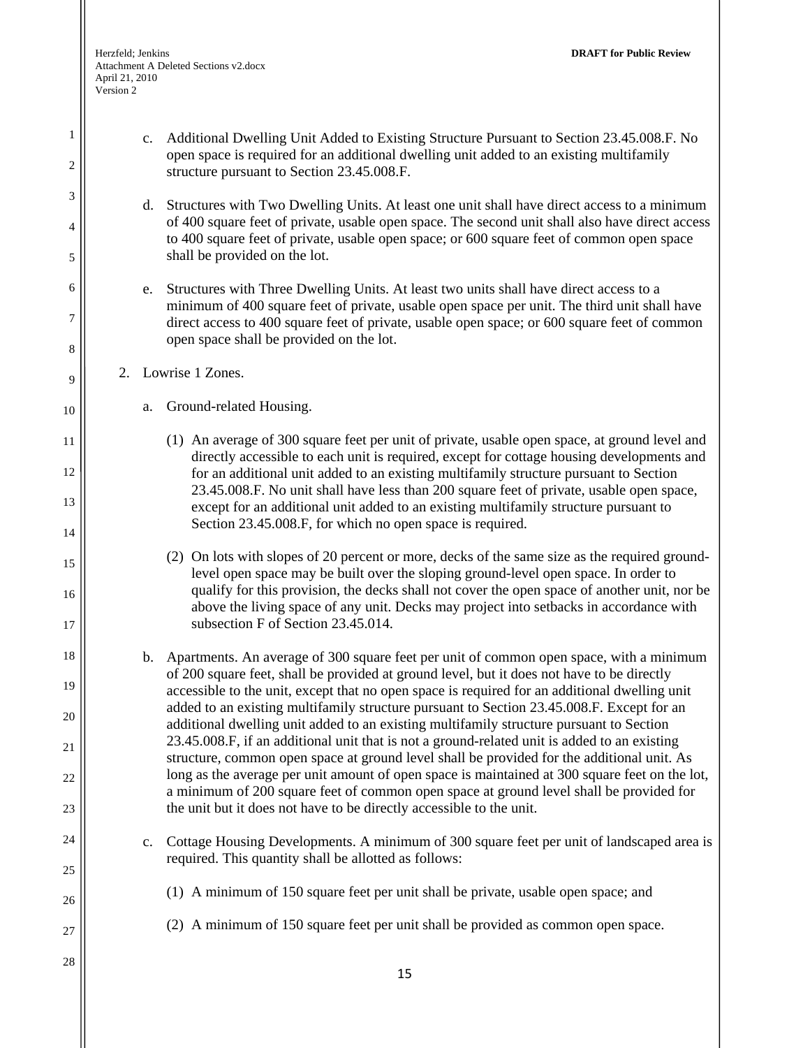c. Additional Dwelling Unit Added to Existing Structure Pursuant to Section 23.45.008.F. No open space is required for an additional dwelling unit added to an existing multifamily structure pursuant to Section 23.45.008.F.

d. Structures with Two Dwelling Units. At least one unit shall have direct access to a minimum of 400 square feet of private, usable open space. The second unit shall also have direct access to 400 square feet of private, usable open space; or 600 square feet of common open space shall be provided on the lot.

e. Structures with Three Dwelling Units. At least two units shall have direct access to a minimum of 400 square feet of private, usable open space per unit. The third unit shall have direct access to 400 square feet of private, usable open space; or 600 square feet of common open space shall be provided on the lot.

2. Lowrise 1 Zones.

a. Ground-related Housing.

(1) An average of 300 square feet per unit of private, usable open space, at ground level and directly accessible to each unit is required, except for cottage housing developments and for an additional unit added to an existing multifamily structure pursuant to Section 23.45.008.F. No unit shall have less than 200 square feet of private, usable open space, except for an additional unit added to an existing multifamily structure pursuant to Section 23.45.008.F, for which no open space is required.

(2) On lots with slopes of 20 percent or more, decks of the same size as the required ground-level open space may be built over the sloping ground-level open space. In order to qualify for this provision, the decks shall not cover the open space of another unit, nor be above the living space of any unit. Decks may project into setbacks in accordance with subsection F of Section 23.45.014.

b. Apartments. An average of 300 square feet per unit of common open space, with a minimum of 200 square feet, shall be provided at ground level, but it does not have to be directly accessible to the unit, except that no open space is required for an additional dwelling unit added to an existing multifamily structure pursuant to Section 23.45.008.F. Except for an additional dwelling unit added to an existing multifamily structure pursuant to Section 23.45.008.F, if an additional unit that is not a ground-related unit is added to an existing structure, common open space at ground level shall be provided for the additional unit. As long as the average per unit amount of open space is maintained at 300 square feet on the lot, a minimum of 200 square feet of common open space at ground level shall be provided for the unit but it does not have to be directly accessible to the unit.

c. Cottage Housing Developments. A minimum of 300 square feet per unit of landscaped area is required. This quantity shall be allotted as follows:

(1) A minimum of 150 square feet per unit shall be private, usable open space; and

(2) A minimum of 150 square feet per unit shall be provided as common open space.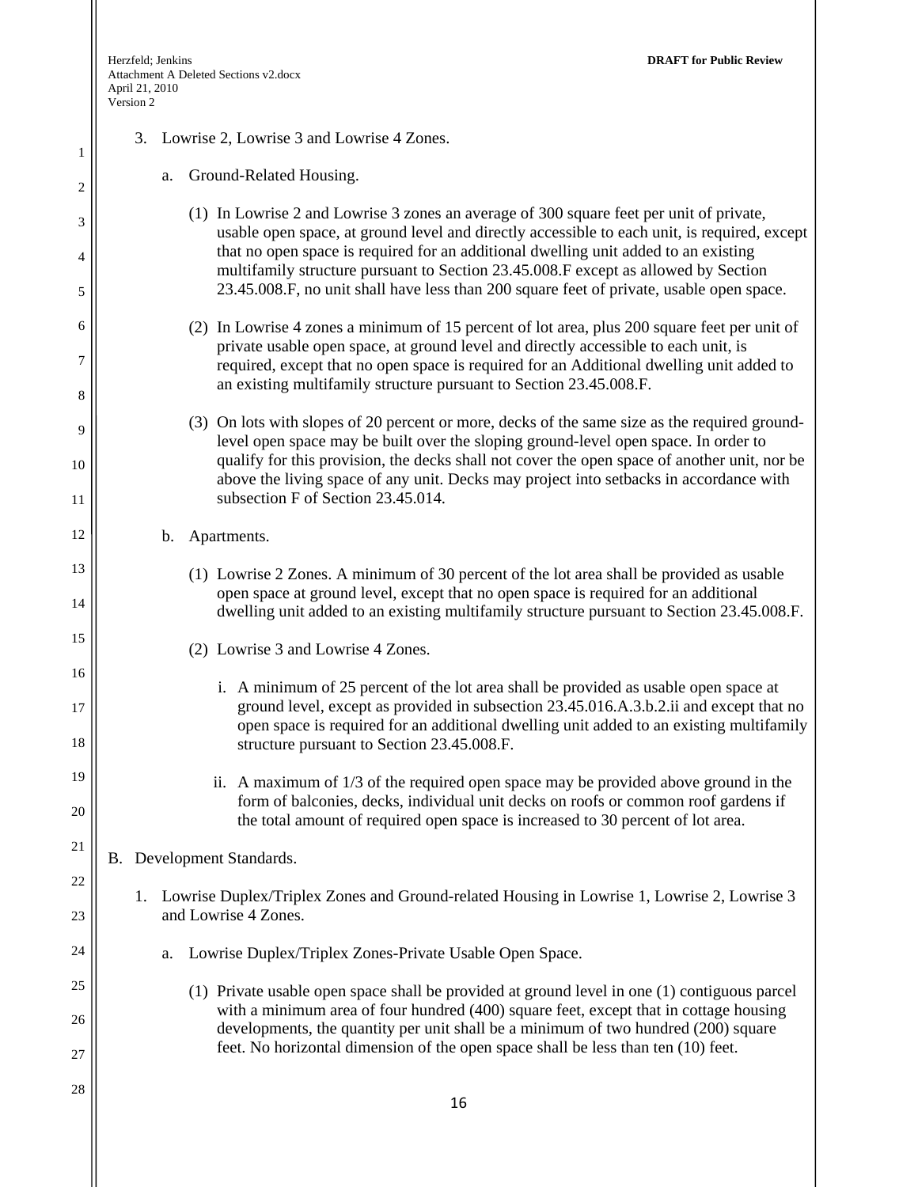3. Lowrise 2, Lowrise 3 and Lowrise 4 Zones.

   a. Ground-Related Housing.

      (1) In Lowrise 2 and Lowrise 3 zones an average of 300 square feet per unit of private, usable open space, at ground level and directly accessible to each unit, is required, except that no open space is required for an additional dwelling unit added to an existing multifamily structure pursuant to Section 23.45.008.F except as allowed by Section 23.45.008.F, no unit shall have less than 200 square feet of private, usable open space.

      (2) In Lowrise 4 zones a minimum of 15 percent of lot area, plus 200 square feet per unit of private usable open space, at ground level and directly accessible to each unit, is required, except that no open space is required for an Additional dwelling unit added to an existing multifamily structure pursuant to Section 23.45.008.F.

      (3) On lots with slopes of 20 percent or more, decks of the same size as the required ground-level open space may be built over the sloping ground-level open space. In order to qualify for this provision, the decks shall not cover the open space of another unit, nor be above the living space of any unit. Decks may project into setbacks in accordance with subsection F of Section 23.45.014.

   b. Apartments.

      (1) Lowrise 2 Zones. A minimum of 30 percent of the lot area shall be provided as usable open space at ground level, except that no open space is required for an additional dwelling unit added to an existing multifamily structure pursuant to Section 23.45.008.F.

      (2) Lowrise 3 and Lowrise 4 Zones.

         i. A minimum of 25 percent of the lot area shall be provided as usable open space at ground level, except as provided in subsection 23.45.016.A.3.b.2.ii and except that no open space is required for an additional dwelling unit added to an existing multifamily structure pursuant to Section 23.45.008.F.

         ii. A maximum of 1/3 of the required open space may be provided above ground in the form of balconies, decks, individual unit decks on roofs or common roof gardens if the total amount of required open space is increased to 30 percent of lot area.

B. Development Standards.

1. Lowrise Duplex/Triplex Zones and Ground-related Housing in Lowrise 1, Lowrise 2, Lowrise 3 and Lowrise 4 Zones.

   a. Lowrise Duplex/Triplex Zones-Private Usable Open Space.

      (1) Private usable open space shall be provided at ground level in one (1) contiguous parcel with a minimum area of four hundred (400) square feet, except that in cottage housing developments, the quantity per unit shall be a minimum of two hundred (200) square feet. No horizontal dimension of the open space shall be less than ten (10) feet.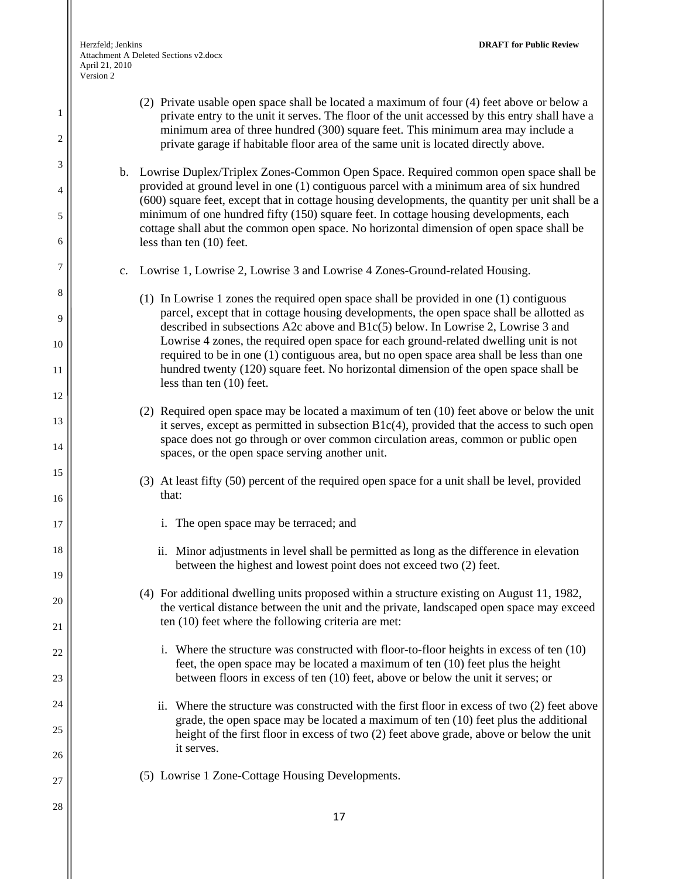(2) Private usable open space shall be located a maximum of four (4) feet above or below a private entry to the unit it serves. The floor of the unit accessed by this entry shall have a minimum area of three hundred (300) square feet. This minimum area may include a private garage if habitable floor area of the same unit is located directly above.

b. Lowrise Duplex/Triplex Zones-Common Open Space. Required common open space shall be provided at ground level in one (1) contiguous parcel with a minimum area of six hundred (600) square feet, except that in cottage housing developments, the quantity per unit shall be a minimum of one hundred fifty (150) square feet. In cottage housing developments, each cottage shall abut the common open space. No horizontal dimension of open space shall be less than ten (10) feet.

c. Lowrise 1, Lowrise 2, Lowrise 3 and Lowrise 4 Zones-Ground-related Housing.

(1) In Lowrise 1 zones the required open space shall be provided in one (1) contiguous parcel, except that in cottage housing developments, the open space shall be allotted as described in subsections A2c above and B1c(5) below. In Lowrise 2, Lowrise 3 and Lowrise 4 zones, the required open space for each ground-related dwelling unit is not required to be in one (1) contiguous area, but no open space area shall be less than one hundred twenty (120) square feet. No horizontal dimension of the open space shall be less than ten (10) feet.

(2) Required open space may be located a maximum of ten (10) feet above or below the unit it serves, except as permitted in subsection B1c(4), provided that the access to such open space does not go through or over common circulation areas, common or public open spaces, or the open space serving another unit.

(3) At least fifty (50) percent of the required open space for a unit shall be level, provided that:

i. The open space may be terraced; and

ii. Minor adjustments in level shall be permitted as long as the difference in elevation between the highest and lowest point does not exceed two (2) feet.

(4) For additional dwelling units proposed within a structure existing on August 11, 1982, the vertical distance between the unit and the private, landscaped open space may exceed ten (10) feet where the following criteria are met:

i. Where the structure was constructed with floor-to-floor heights in excess of ten (10) feet, the open space may be located a maximum of ten (10) feet plus the height between floors in excess of ten (10) feet, above or below the unit it serves; or

ii. Where the structure was constructed with the first floor in excess of two (2) feet above grade, the open space may be located a maximum of ten (10) feet plus the additional height of the first floor in excess of two (2) feet above grade, above or below the unit it serves.

(5) Lowrise 1 Zone-Cottage Housing Developments.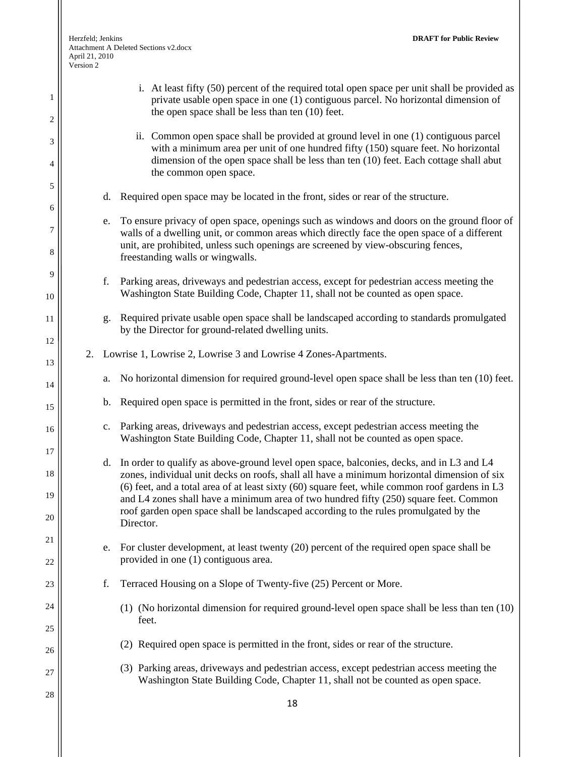i. At least fifty (50) percent of the required total open space per unit shall be provided as private usable open space in one (1) contiguous parcel. No horizontal dimension of the open space shall be less than ten (10) feet.

ii. Common open space shall be provided at ground level in one (1) contiguous parcel with a minimum area per unit of one hundred fifty (150) square feet. No horizontal dimension of the open space shall be less than ten (10) feet. Each cottage shall abut the common open space.

d. Required open space may be located in the front, sides or rear of the structure.

e. To ensure privacy of open space, openings such as windows and doors on the ground floor of walls of a dwelling unit, or common areas which directly face the open space of a different unit, are prohibited, unless such openings are screened by view-obscuring fences, freestanding walls or wingwalls.

f. Parking areas, driveways and pedestrian access, except for pedestrian access meeting the Washington State Building Code, Chapter 11, shall not be counted as open space.

g. Required private usable open space shall be landscaped according to standards promulgated by the Director for ground-related dwelling units.

2. Lowrise 1, Lowrise 2, Lowrise 3 and Lowrise 4 Zones-Apartments.

a. No horizontal dimension for required ground-level open space shall be less than ten (10) feet.

b. Required open space is permitted in the front, sides or rear of the structure.

c. Parking areas, driveways and pedestrian access, except pedestrian access meeting the Washington State Building Code, Chapter 11, shall not be counted as open space.

d. In order to qualify as above-ground level open space, balconies, decks, and in L3 and L4 zones, individual unit decks on roofs, shall all have a minimum horizontal dimension of six (6) feet, and a total area of at least sixty (60) square feet, while common roof gardens in L3 and L4 zones shall have a minimum area of two hundred fifty (250) square feet. Common roof garden open space shall be landscaped according to the rules promulgated by the Director.

e. For cluster development, at least twenty (20) percent of the required open space shall be provided in one (1) contiguous area.

f. Terraced Housing on a Slope of Twenty-five (25) Percent or More.

(1) (No horizontal dimension for required ground-level open space shall be less than ten (10) feet.

(2) Required open space is permitted in the front, sides or rear of the structure.

(3) Parking areas, driveways and pedestrian access, except pedestrian access meeting the Washington State Building Code, Chapter 11, shall not be counted as open space.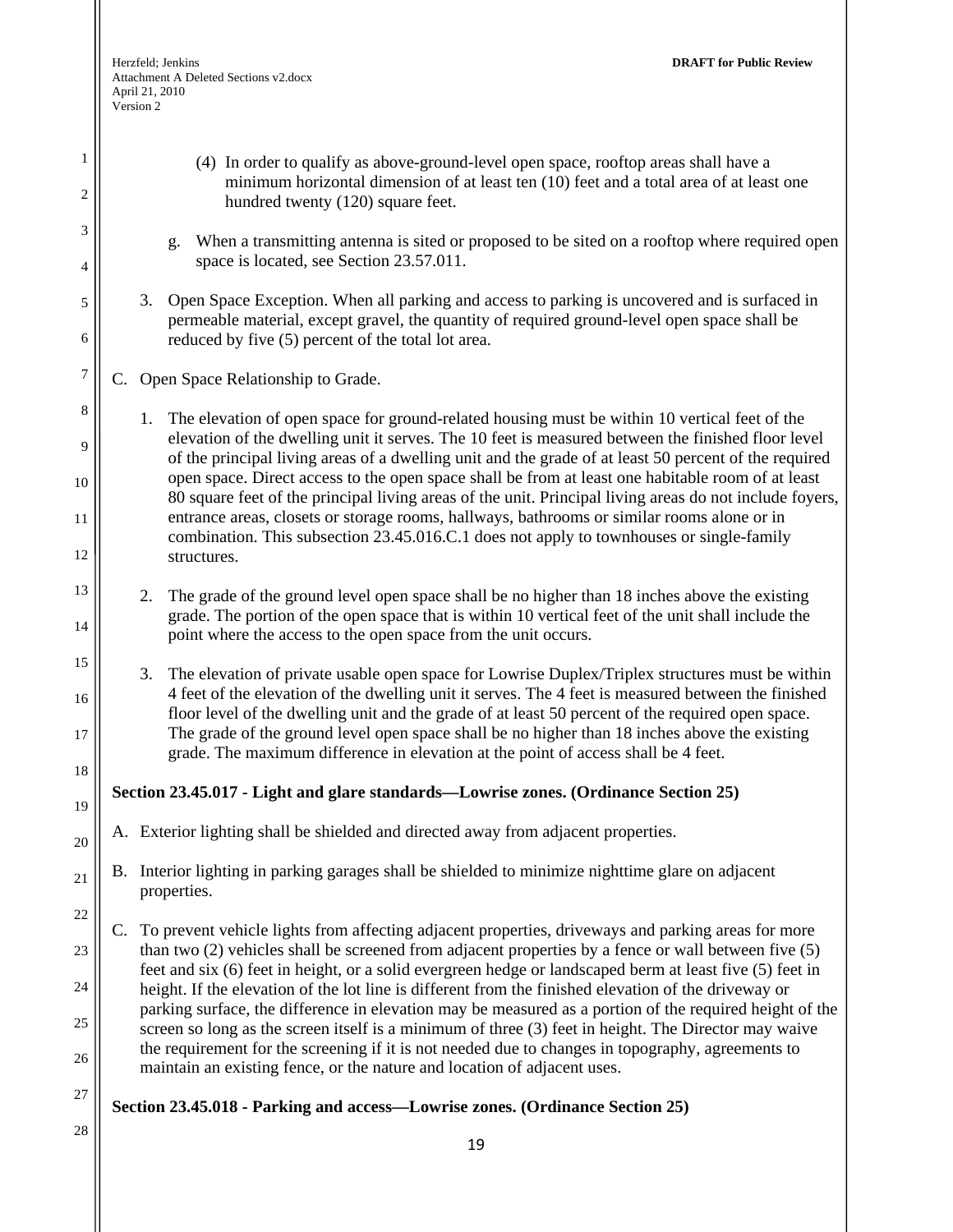(4) In order to qualify as above-ground-level open space, rooftop areas shall have a minimum horizontal dimension of at least ten (10) feet and a total area of at least one hundred twenty (120) square feet.

g. When a transmitting antenna is sited or proposed to be sited on a rooftop where required open space is located, see Section 23.57.011.

3. Open Space Exception. When all parking and access to parking is uncovered and is surfaced in permeable material, except gravel, the quantity of required ground-level open space shall be reduced by five (5) percent of the total lot area.

C. Open Space Relationship to Grade.

1. The elevation of open space for ground-related housing must be within 10 vertical feet of the elevation of the dwelling unit it serves. The 10 feet is measured between the finished floor level of the principal living areas of a dwelling unit and the grade of at least 50 percent of the required open space. Direct access to the open space shall be from at least one habitable room of at least 80 square feet of the principal living areas of the unit. Principal living areas do not include foyers, entrance areas, closets or storage rooms, hallways, bathrooms or similar rooms alone or in combination. This subsection 23.45.016.C.1 does not apply to townhouses or single-family structures.

2. The grade of the ground level open space shall be no higher than 18 inches above the existing grade. The portion of the open space that is within 10 vertical feet of the unit shall include the point where the access to the open space from the unit occurs.

3. The elevation of private usable open space for Lowrise Duplex/Triplex structures must be within 4 feet of the elevation of the dwelling unit it serves. The 4 feet is measured between the finished floor level of the dwelling unit and the grade of at least 50 percent of the required open space. The grade of the ground level open space shall be no higher than 18 inches above the existing grade. The maximum difference in elevation at the point of access shall be 4 feet.

**Section 23.45.017 - Light and glare standards—Lowrise zones. (Ordinance Section 25)**

A. Exterior lighting shall be shielded and directed away from adjacent properties.

B. Interior lighting in parking garages shall be shielded to minimize nighttime glare on adjacent properties.

C. To prevent vehicle lights from affecting adjacent properties, driveways and parking areas for more than two (2) vehicles shall be screened from adjacent properties by a fence or wall between five (5) feet and six (6) feet in height, or a solid evergreen hedge or landscaped berm at least five (5) feet in height. If the elevation of the lot line is different from the finished elevation of the driveway or parking surface, the difference in elevation may be measured as a portion of the required height of the screen so long as the screen itself is a minimum of three (3) feet in height. The Director may waive the requirement for the screening if it is not needed due to changes in topography, agreements to maintain an existing fence, or the nature and location of adjacent uses.

**Section 23.45.018 - Parking and access—Lowrise zones. (Ordinance Section 25)**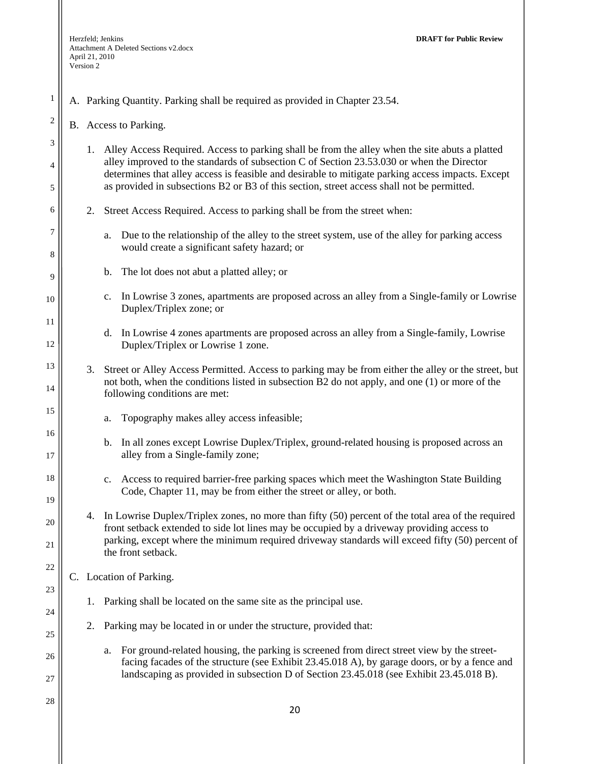A. Parking Quantity. Parking shall be required as provided in Chapter 23.54.

B. Access to Parking.

1. Alley Access Required. Access to parking shall be from the alley when the site abuts a platted alley improved to the standards of subsection C of Section 23.53.030 or when the Director determines that alley access is feasible and desirable to mitigate parking access impacts. Except as provided in subsections B2 or B3 of this section, street access shall not be permitted.

2. Street Access Required. Access to parking shall be from the street when:

   a. Due to the relationship of the alley to the street system, use of the alley for parking access would create a significant safety hazard; or

   b. The lot does not abut a platted alley; or

   c. In Lowrise 3 zones, apartments are proposed across an alley from a Single-family or Lowrise Duplex/Triplex zone; or

   d. In Lowrise 4 zones apartments are proposed across an alley from a Single-family, Lowrise Duplex/Triplex or Lowrise 1 zone.

3. Street or Alley Access Permitted. Access to parking may be from either the alley or the street, but not both, when the conditions listed in subsection B2 do not apply, and one (1) or more of the following conditions are met:

   a. Topography makes alley access infeasible;

   b. In all zones except Lowrise Duplex/Triplex, ground-related housing is proposed across an alley from a Single-family zone;

   c. Access to required barrier-free parking spaces which meet the Washington State Building Code, Chapter 11, may be from either the street or alley, or both.

4. In Lowrise Duplex/Triplex zones, no more than fifty (50) percent of the total area of the required front setback extended to side lot lines may be occupied by a driveway providing access to parking, except where the minimum required driveway standards will exceed fifty (50) percent of the front setback.

C. Location of Parking.

1. Parking shall be located on the same site as the principal use.

2. Parking may be located in or under the structure, provided that:

   a. For ground-related housing, the parking is screened from direct street view by the street-facing facades of the structure (see Exhibit 23.45.018 A), by garage doors, or by a fence and landscaping as provided in subsection D of Section 23.45.018 (see Exhibit 23.45.018 B).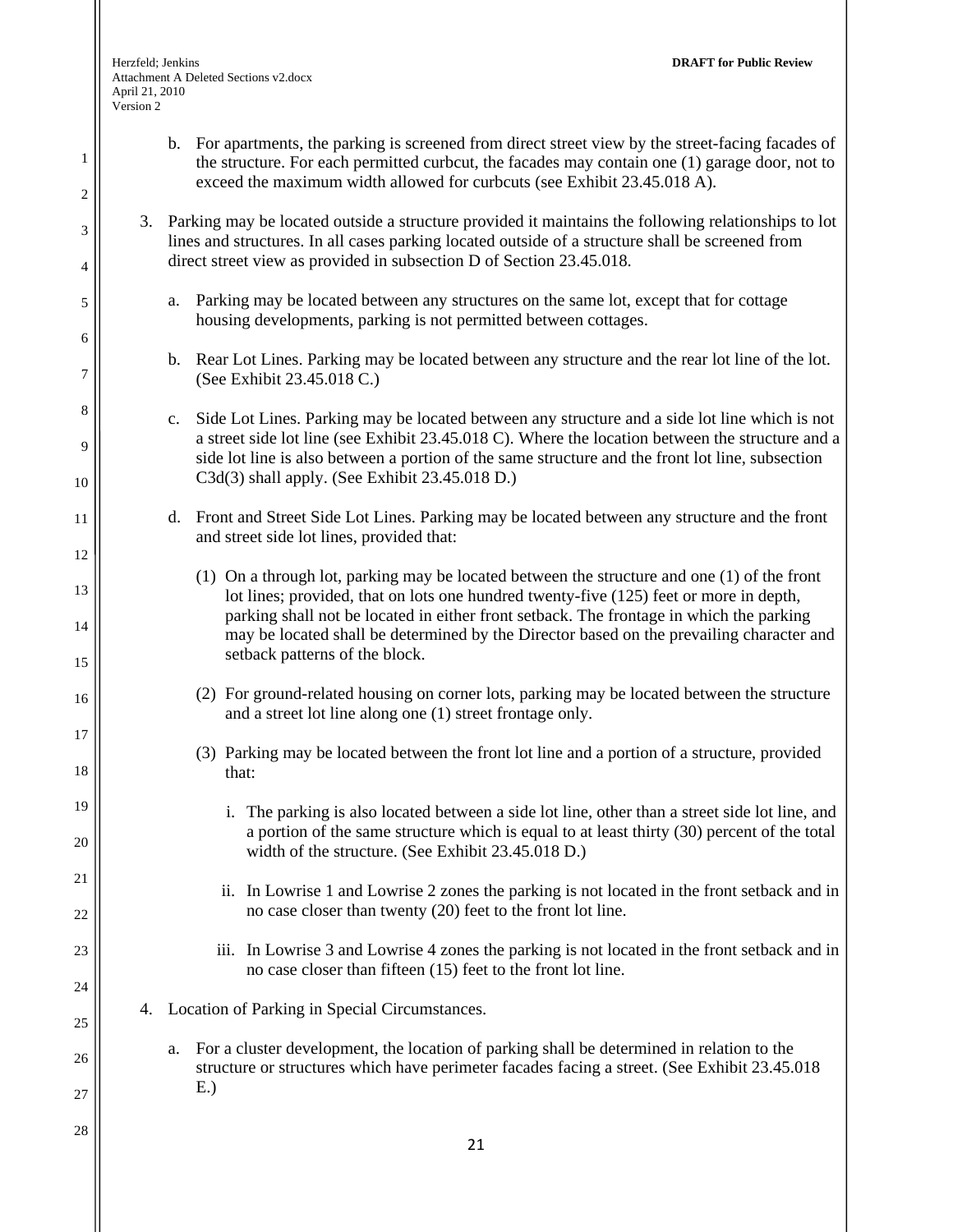b. For apartments, the parking is screened from direct street view by the street-facing facades of the structure. For each permitted curbcut, the facades may contain one (1) garage door, not to exceed the maximum width allowed for curbcuts (see Exhibit 23.45.018 A).

3. Parking may be located outside a structure provided it maintains the following relationships to lot lines and structures. In all cases parking located outside of a structure shall be screened from direct street view as provided in subsection D of Section 23.45.018.

   a. Parking may be located between any structures on the same lot, except that for cottage housing developments, parking is not permitted between cottages.

   b. Rear Lot Lines. Parking may be located between any structure and the rear lot line of the lot. (See Exhibit 23.45.018 C.)

   c. Side Lot Lines. Parking may be located between any structure and a side lot line which is not a street side lot line (see Exhibit 23.45.018 C). Where the location between the structure and a side lot line is also between a portion of the same structure and the front lot line, subsection C3d(3) shall apply. (See Exhibit 23.45.018 D.)

   d. Front and Street Side Lot Lines. Parking may be located between any structure and the front and street side lot lines, provided that:

      (1) On a through lot, parking may be located between the structure and one (1) of the front lot lines; provided, that on lots one hundred twenty-five (125) feet or more in depth, parking shall not be located in either front setback. The frontage in which the parking may be located shall be determined by the Director based on the prevailing character and setback patterns of the block.

      (2) For ground-related housing on corner lots, parking may be located between the structure and a street lot line along one (1) street frontage only.

      (3) Parking may be located between the front lot line and a portion of a structure, provided that:

         i. The parking is also located between a side lot line, other than a street side lot line, and a portion of the same structure which is equal to at least thirty (30) percent of the total width of the structure. (See Exhibit 23.45.018 D.)

         ii. In Lowrise 1 and Lowrise 2 zones the parking is not located in the front setback and in no case closer than twenty (20) feet to the front lot line.

         iii. In Lowrise 3 and Lowrise 4 zones the parking is not located in the front setback and in no case closer than fifteen (15) feet to the front lot line.

4. Location of Parking in Special Circumstances.

   a. For a cluster development, the location of parking shall be determined in relation to the structure or structures which have perimeter facades facing a street. (See Exhibit 23.45.018 E.)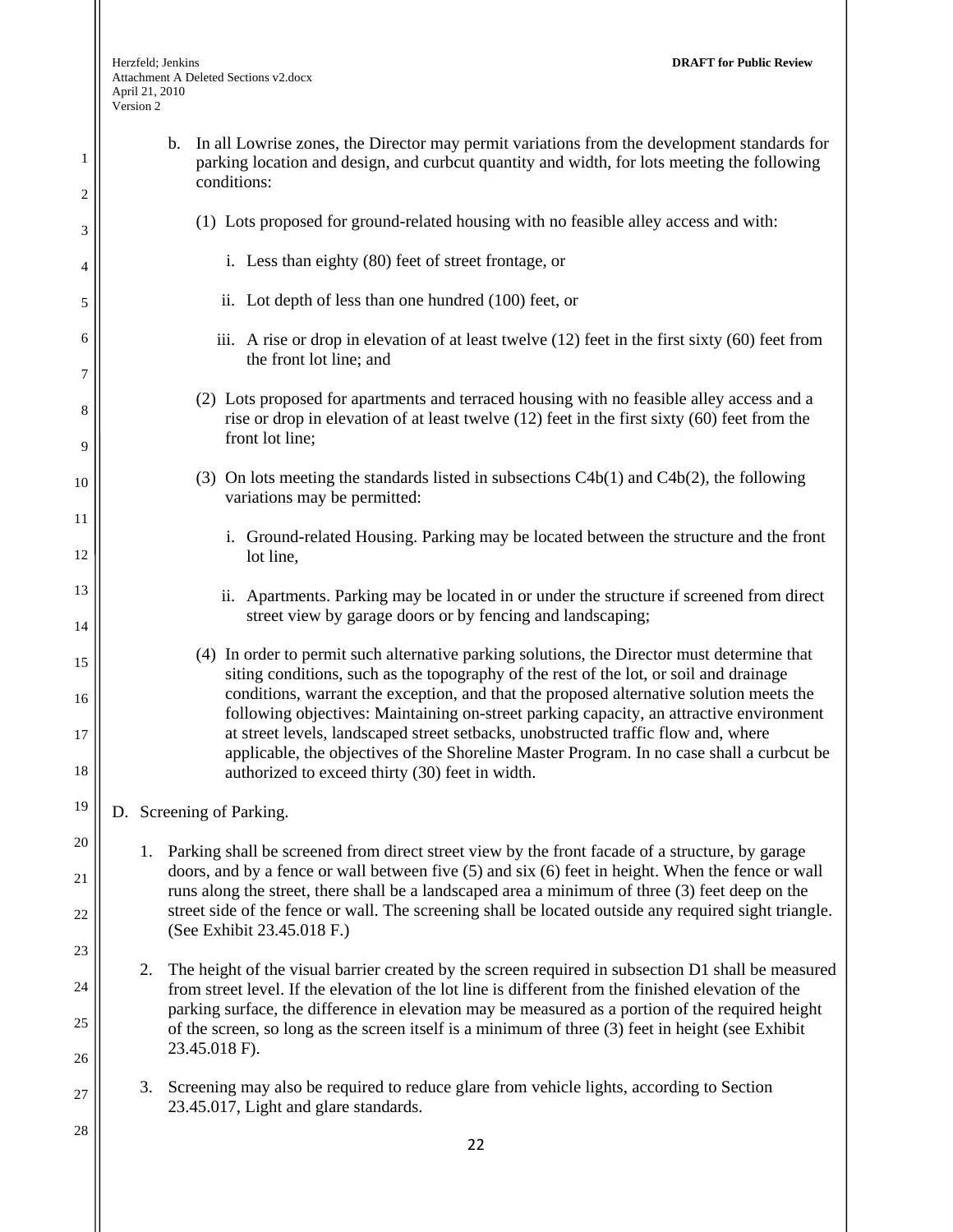b. In all Lowrise zones, the Director may permit variations from the development standards for parking location and design, and curbcut quantity and width, for lots meeting the following conditions:

(1) Lots proposed for ground-related housing with no feasible alley access and with:

i. Less than eighty (80) feet of street frontage, or

ii. Lot depth of less than one hundred (100) feet, or

iii. A rise or drop in elevation of at least twelve (12) feet in the first sixty (60) feet from the front lot line; and

(2) Lots proposed for apartments and terraced housing with no feasible alley access and a rise or drop in elevation of at least twelve (12) feet in the first sixty (60) feet from the front lot line;

(3) On lots meeting the standards listed in subsections C4b(1) and C4b(2), the following variations may be permitted:

i. Ground-related Housing. Parking may be located between the structure and the front lot line,

ii. Apartments. Parking may be located in or under the structure if screened from direct street view by garage doors or by fencing and landscaping;

(4) In order to permit such alternative parking solutions, the Director must determine that siting conditions, such as the topography of the rest of the lot, or soil and drainage conditions, warrant the exception, and that the proposed alternative solution meets the following objectives: Maintaining on-street parking capacity, an attractive environment at street levels, landscaped street setbacks, unobstructed traffic flow and, where applicable, the objectives of the Shoreline Master Program. In no case shall a curbcut be authorized to exceed thirty (30) feet in width.

D. Screening of Parking.

1. Parking shall be screened from direct street view by the front facade of a structure, by garage doors, and by a fence or wall between five (5) and six (6) feet in height. When the fence or wall runs along the street, there shall be a landscaped area a minimum of three (3) feet deep on the street side of the fence or wall. The screening shall be located outside any required sight triangle. (See Exhibit 23.45.018 F.)

2. The height of the visual barrier created by the screen required in subsection D1 shall be measured from street level. If the elevation of the lot line is different from the finished elevation of the parking surface, the difference in elevation may be measured as a portion of the required height of the screen, so long as the screen itself is a minimum of three (3) feet in height (see Exhibit 23.45.018 F).

3. Screening may also be required to reduce glare from vehicle lights, according to Section 23.45.017, Light and glare standards.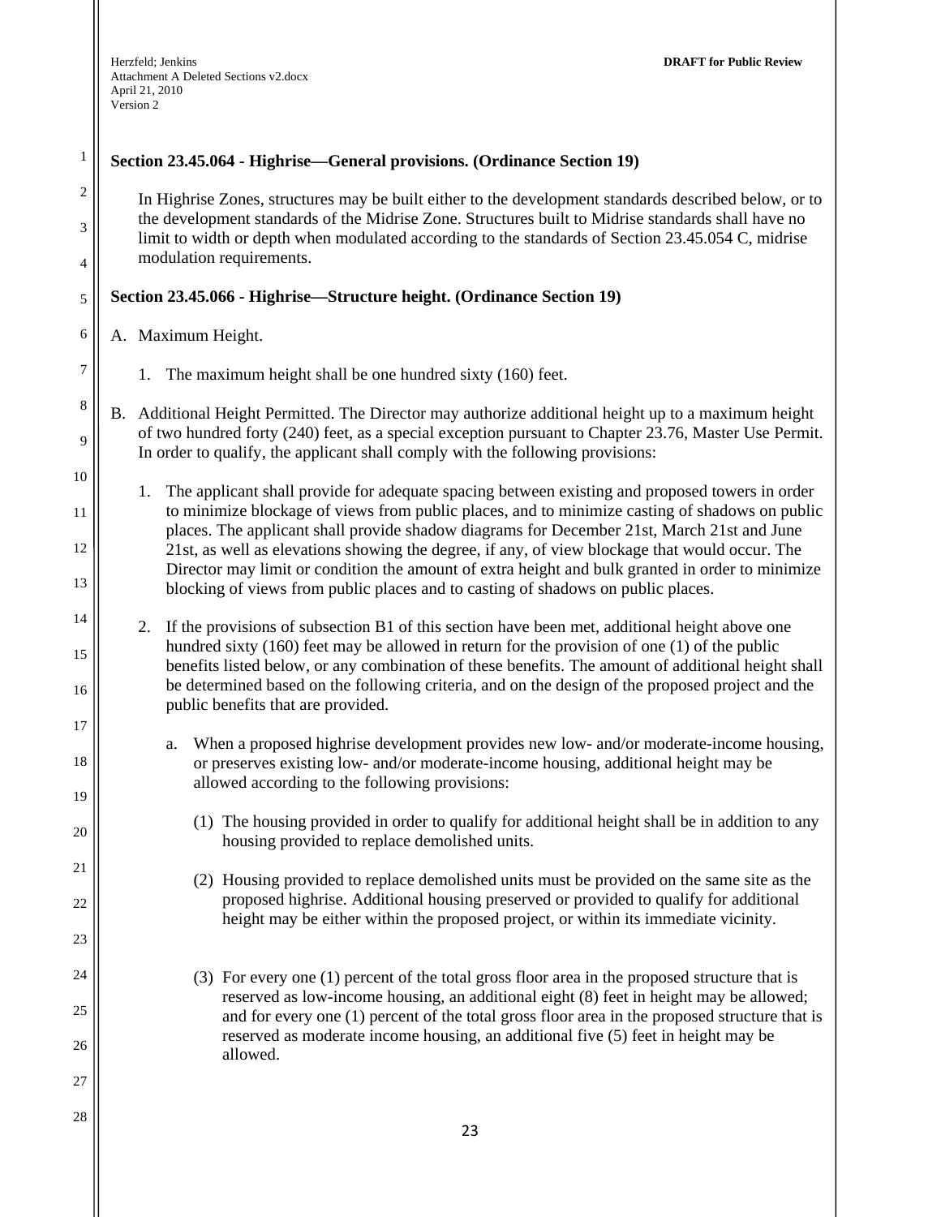**Section 23.45.064 - Highrise—General provisions. (Ordinance Section 19)**

In Highrise Zones, structures may be built either to the development standards described below, or to the development standards of the Midrise Zone. Structures built to Midrise standards shall have no limit to width or depth when modulated according to the standards of Section 23.45.054 C, midrise modulation requirements.

**Section 23.45.066 - Highrise—Structure height. (Ordinance Section 19)**

A. Maximum Height.

1. The maximum height shall be one hundred sixty (160) feet.

B. Additional Height Permitted. The Director may authorize additional height up to a maximum height of two hundred forty (240) feet, as a special exception pursuant to Chapter 23.76, Master Use Permit. In order to qualify, the applicant shall comply with the following provisions:

1. The applicant shall provide for adequate spacing between existing and proposed towers in order to minimize blockage of views from public places, and to minimize casting of shadows on public places. The applicant shall provide shadow diagrams for December 21st, March 21st and June 21st, as well as elevations showing the degree, if any, of view blockage that would occur. The Director may limit or condition the amount of extra height and bulk granted in order to minimize blocking of views from public places and to casting of shadows on public places.

2. If the provisions of subsection B1 of this section have been met, additional height above one hundred sixty (160) feet may be allowed in return for the provision of one (1) of the public benefits listed below, or any combination of these benefits. The amount of additional height shall be determined based on the following criteria, and on the design of the proposed project and the public benefits that are provided.

   a. When a proposed highrise development provides new low- and/or moderate-income housing, or preserves existing low- and/or moderate-income housing, additional height may be allowed according to the following provisions:

      (1) The housing provided in order to qualify for additional height shall be in addition to any housing provided to replace demolished units.

      (2) Housing provided to replace demolished units must be provided on the same site as the proposed highrise. Additional housing preserved or provided to qualify for additional height may be either within the proposed project, or within its immediate vicinity.

      (3) For every one (1) percent of the total gross floor area in the proposed structure that is reserved as low-income housing, an additional eight (8) feet in height may be allowed; and for every one (1) percent of the total gross floor area in the proposed structure that is reserved as moderate income housing, an additional five (5) feet in height may be allowed.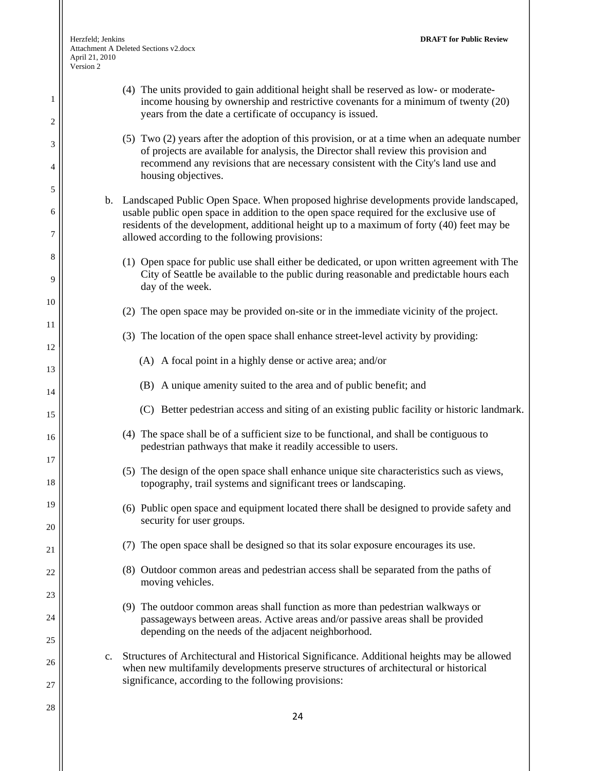(4) The units provided to gain additional height shall be reserved as low- or moderate-income housing by ownership and restrictive covenants for a minimum of twenty (20) years from the date a certificate of occupancy is issued.

(5) Two (2) years after the adoption of this provision, or at a time when an adequate number of projects are available for analysis, the Director shall review this provision and recommend any revisions that are necessary consistent with the City's land use and housing objectives.

b. Landscaped Public Open Space. When proposed highrise developments provide landscaped, usable public open space in addition to the open space required for the exclusive use of residents of the development, additional height up to a maximum of forty (40) feet may be allowed according to the following provisions:

(1) Open space for public use shall either be dedicated, or upon written agreement with The City of Seattle be available to the public during reasonable and predictable hours each day of the week.

(2) The open space may be provided on-site or in the immediate vicinity of the project.

(3) The location of the open space shall enhance street-level activity by providing:

(A) A focal point in a highly dense or active area; and/or

(B) A unique amenity suited to the area and of public benefit; and

(C) Better pedestrian access and siting of an existing public facility or historic landmark.

(4) The space shall be of a sufficient size to be functional, and shall be contiguous to pedestrian pathways that make it readily accessible to users.

(5) The design of the open space shall enhance unique site characteristics such as views, topography, trail systems and significant trees or landscaping.

(6) Public open space and equipment located there shall be designed to provide safety and security for user groups.

(7) The open space shall be designed so that its solar exposure encourages its use.

(8) Outdoor common areas and pedestrian access shall be separated from the paths of moving vehicles.

(9) The outdoor common areas shall function as more than pedestrian walkways or passageways between areas. Active areas and/or passive areas shall be provided depending on the needs of the adjacent neighborhood.

c. Structures of Architectural and Historical Significance. Additional heights may be allowed when new multifamily developments preserve structures of architectural or historical significance, according to the following provisions: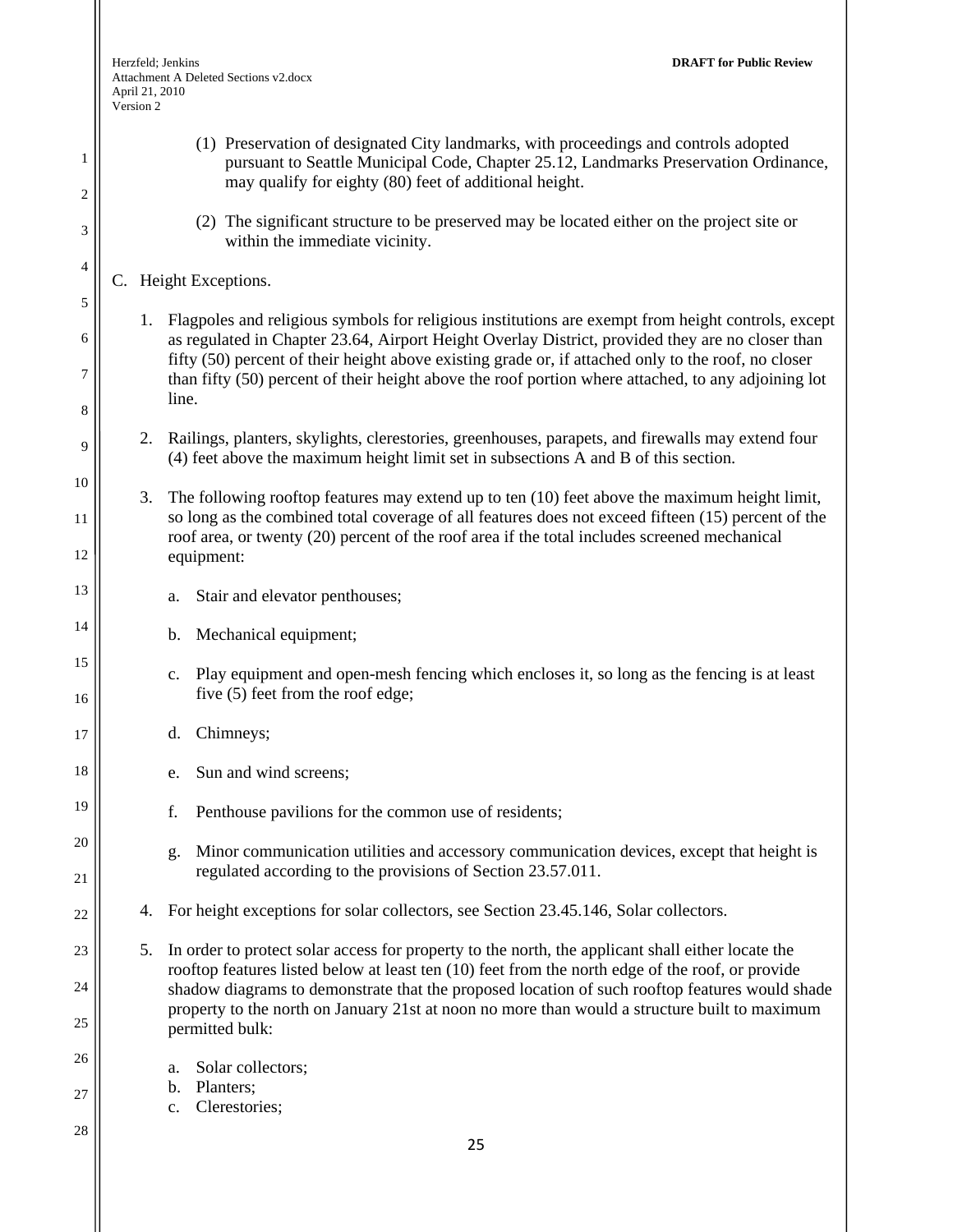(1) Preservation of designated City landmarks, with proceedings and controls adopted pursuant to Seattle Municipal Code, Chapter 25.12, Landmarks Preservation Ordinance, may qualify for eighty (80) feet of additional height.

(2) The significant structure to be preserved may be located either on the project site or within the immediate vicinity.

C. Height Exceptions.

1. Flagpoles and religious symbols for religious institutions are exempt from height controls, except as regulated in Chapter 23.64, Airport Height Overlay District, provided they are no closer than fifty (50) percent of their height above existing grade or, if attached only to the roof, no closer than fifty (50) percent of their height above the roof portion where attached, to any adjoining lot line.

2. Railings, planters, skylights, clerestories, greenhouses, parapets, and firewalls may extend four (4) feet above the maximum height limit set in subsections A and B of this section.

3. The following rooftop features may extend up to ten (10) feet above the maximum height limit, so long as the combined total coverage of all features does not exceed fifteen (15) percent of the roof area, or twenty (20) percent of the roof area if the total includes screened mechanical equipment:

   a. Stair and elevator penthouses;

   b. Mechanical equipment;

   c. Play equipment and open-mesh fencing which encloses it, so long as the fencing is at least five (5) feet from the roof edge;

   d. Chimneys;

   e. Sun and wind screens;

   f. Penthouse pavilions for the common use of residents;

   g. Minor communication utilities and accessory communication devices, except that height is regulated according to the provisions of Section 23.57.011.

4. For height exceptions for solar collectors, see Section 23.45.146, Solar collectors.

5. In order to protect solar access for property to the north, the applicant shall either locate the rooftop features listed below at least ten (10) feet from the north edge of the roof, or provide shadow diagrams to demonstrate that the proposed location of such rooftop features would shade property to the north on January 21st at noon no more than would a structure built to maximum permitted bulk:

   a. Solar collectors;
   b. Planters;
   c. Clerestories;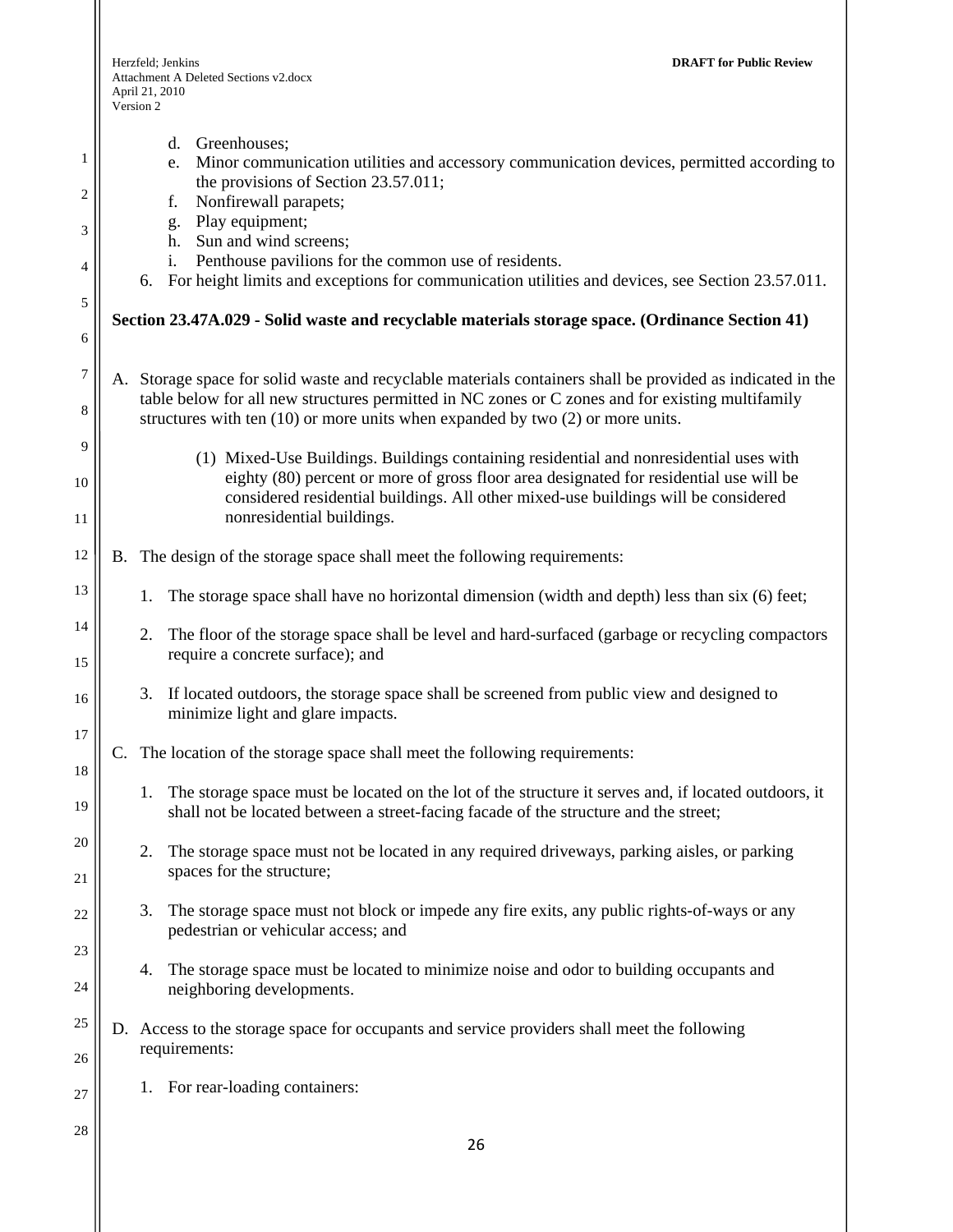d. Greenhouses;
e. Minor communication utilities and accessory communication devices, permitted according to the provisions of Section 23.57.011;
f. Nonfirewall parapets;
g. Play equipment;
h. Sun and wind screens;
i. Penthouse pavilions for the common use of residents.

6. For height limits and exceptions for communication utilities and devices, see Section 23.57.011.

**Section 23.47A.029 - Solid waste and recyclable materials storage space. (Ordinance Section 41)**

A. Storage space for solid waste and recyclable materials containers shall be provided as indicated in the table below for all new structures permitted in NC zones or C zones and for existing multifamily structures with ten (10) or more units when expanded by two (2) or more units.

   (1) Mixed-Use Buildings. Buildings containing residential and nonresidential uses with eighty (80) percent or more of gross floor area designated for residential use will be considered residential buildings. All other mixed-use buildings will be considered nonresidential buildings.

B. The design of the storage space shall meet the following requirements:

   1. The storage space shall have no horizontal dimension (width and depth) less than six (6) feet;

   2. The floor of the storage space shall be level and hard-surfaced (garbage or recycling compactors require a concrete surface); and

   3. If located outdoors, the storage space shall be screened from public view and designed to minimize light and glare impacts.

C. The location of the storage space shall meet the following requirements:

   1. The storage space must be located on the lot of the structure it serves and, if located outdoors, it shall not be located between a street-facing facade of the structure and the street;

   2. The storage space must not be located in any required driveways, parking aisles, or parking spaces for the structure;

   3. The storage space must not block or impede any fire exits, any public rights-of-ways or any pedestrian or vehicular access; and

   4. The storage space must be located to minimize noise and odor to building occupants and neighboring developments.

D. Access to the storage space for occupants and service providers shall meet the following requirements:

   1. For rear-loading containers: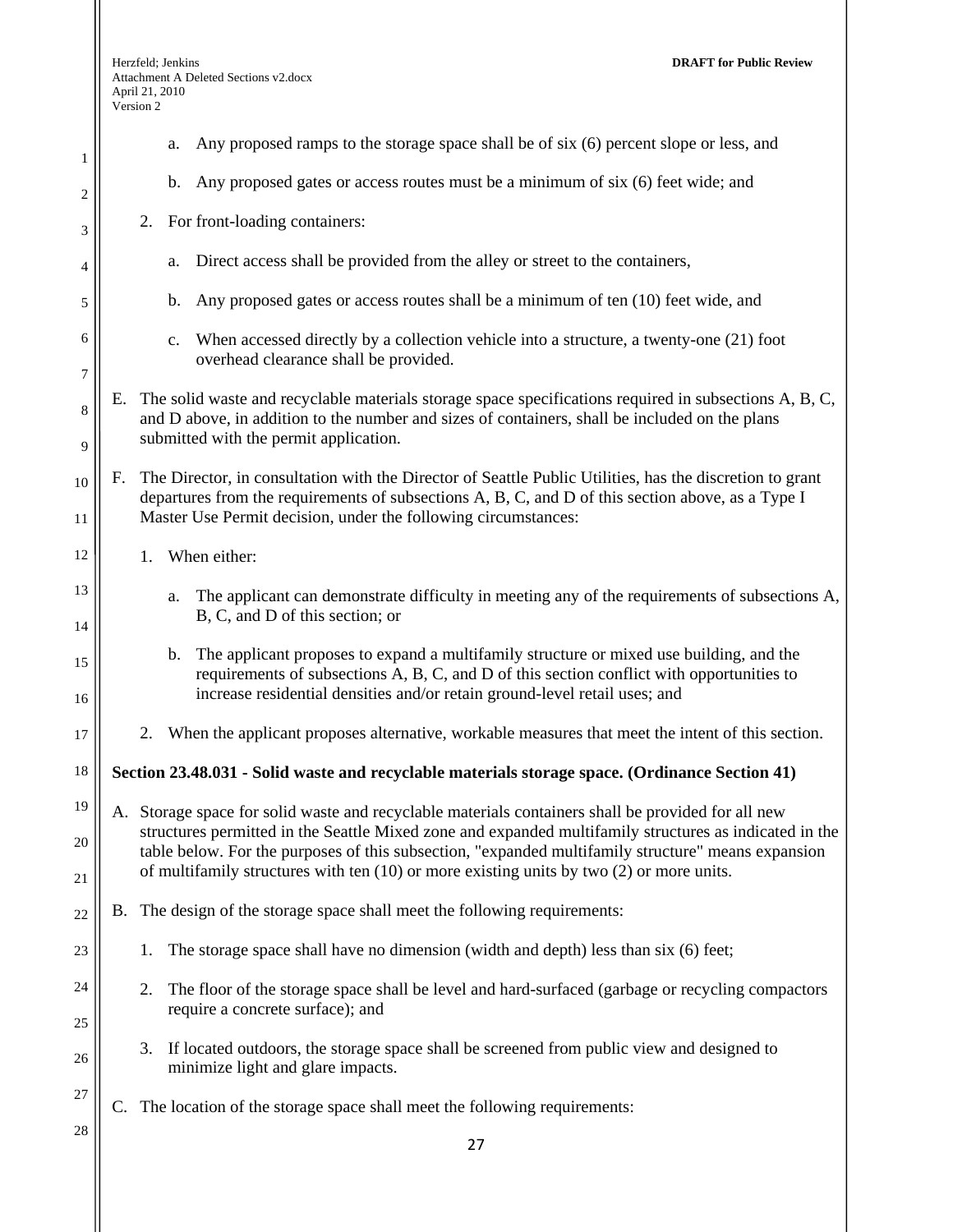a. Any proposed ramps to the storage space shall be of six (6) percent slope or less, and

b. Any proposed gates or access routes must be a minimum of six (6) feet wide; and

2. For front-loading containers:

a. Direct access shall be provided from the alley or street to the containers,

b. Any proposed gates or access routes shall be a minimum of ten (10) feet wide, and

c. When accessed directly by a collection vehicle into a structure, a twenty-one (21) foot overhead clearance shall be provided.

E. The solid waste and recyclable materials storage space specifications required in subsections A, B, C, and D above, in addition to the number and sizes of containers, shall be included on the plans submitted with the permit application.

F. The Director, in consultation with the Director of Seattle Public Utilities, has the discretion to grant departures from the requirements of subsections A, B, C, and D of this section above, as a Type I Master Use Permit decision, under the following circumstances:

1. When either:

a. The applicant can demonstrate difficulty in meeting any of the requirements of subsections A, B, C, and D of this section; or

b. The applicant proposes to expand a multifamily structure or mixed use building, and the requirements of subsections A, B, C, and D of this section conflict with opportunities to increase residential densities and/or retain ground-level retail uses; and

2. When the applicant proposes alternative, workable measures that meet the intent of this section.

**Section 23.48.031 - Solid waste and recyclable materials storage space. (Ordinance Section 41)**

A. Storage space for solid waste and recyclable materials containers shall be provided for all new structures permitted in the Seattle Mixed zone and expanded multifamily structures as indicated in the table below. For the purposes of this subsection, "expanded multifamily structure" means expansion of multifamily structures with ten (10) or more existing units by two (2) or more units.

B. The design of the storage space shall meet the following requirements:

1. The storage space shall have no dimension (width and depth) less than six (6) feet;

2. The floor of the storage space shall be level and hard-surfaced (garbage or recycling compactors require a concrete surface); and

3. If located outdoors, the storage space shall be screened from public view and designed to minimize light and glare impacts.

C. The location of the storage space shall meet the following requirements: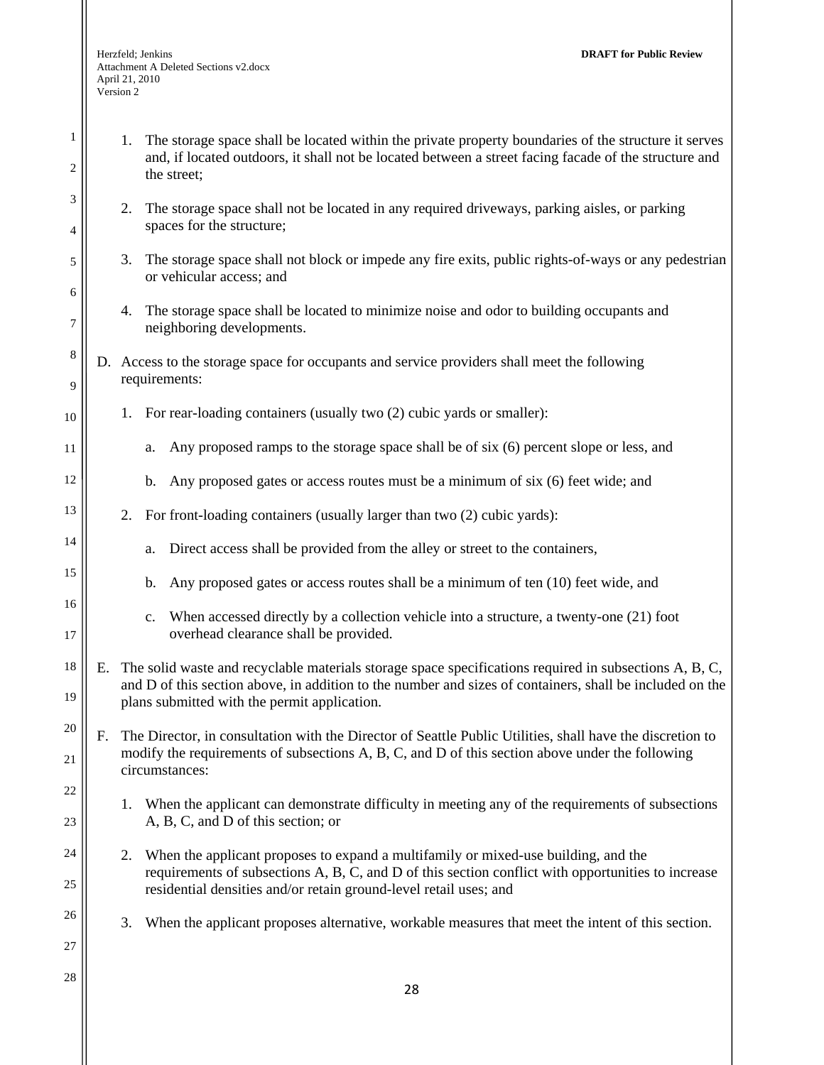1. The storage space shall be located within the private property boundaries of the structure it serves and, if located outdoors, it shall not be located between a street facing facade of the structure and the street;

2. The storage space shall not be located in any required driveways, parking aisles, or parking spaces for the structure;

3. The storage space shall not block or impede any fire exits, public rights-of-ways or any pedestrian or vehicular access; and

4. The storage space shall be located to minimize noise and odor to building occupants and neighboring developments.

D. Access to the storage space for occupants and service providers shall meet the following requirements:

   1. For rear-loading containers (usually two (2) cubic yards or smaller):

      a. Any proposed ramps to the storage space shall be of six (6) percent slope or less, and

      b. Any proposed gates or access routes must be a minimum of six (6) feet wide; and

   2. For front-loading containers (usually larger than two (2) cubic yards):

      a. Direct access shall be provided from the alley or street to the containers,

      b. Any proposed gates or access routes shall be a minimum of ten (10) feet wide, and

      c. When accessed directly by a collection vehicle into a structure, a twenty-one (21) foot overhead clearance shall be provided.

E. The solid waste and recyclable materials storage space specifications required in subsections A, B, C, and D of this section above, in addition to the number and sizes of containers, shall be included on the plans submitted with the permit application.

F. The Director, in consultation with the Director of Seattle Public Utilities, shall have the discretion to modify the requirements of subsections A, B, C, and D of this section above under the following circumstances:

   1. When the applicant can demonstrate difficulty in meeting any of the requirements of subsections A, B, C, and D of this section; or

   2. When the applicant proposes to expand a multifamily or mixed-use building, and the requirements of subsections A, B, C, and D of this section conflict with opportunities to increase residential densities and/or retain ground-level retail uses; and

   3. When the applicant proposes alternative, workable measures that meet the intent of this section.